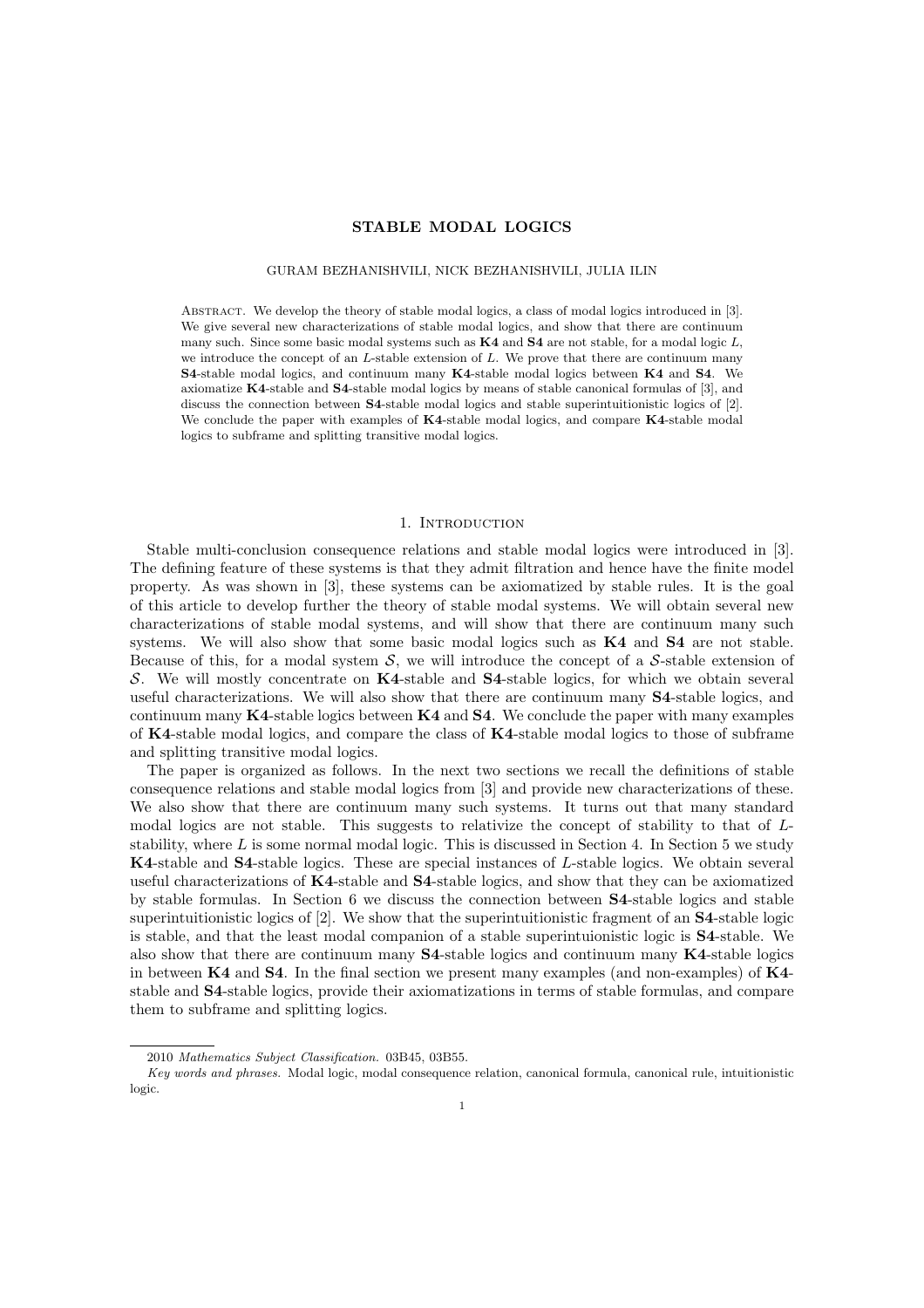# STABLE MODAL LOGICS

GURAM BEZHANISHVILI, NICK BEZHANISHVILI, JULIA ILIN

ABSTRACT. We develop the theory of stable modal logics, a class of modal logics introduced in [3]. We give several new characterizations of stable modal logics, and show that there are continuum many such. Since some basic modal systems such as **K4** and **S4** are not stable, for a modal logic $L$, we introduce the concept of an $L$-stable extension of $L$. We prove that there are continuum many **S4**-stable modal logics, and continuum many **K4**-stable modal logics between **K4** and **S4**. We axiomatize **K4**-stable and **S4**-stable modal logics by means of stable canonical formulas of [3], and discuss the connection between **S4**-stable modal logics and stable superintuitionistic logics of [2]. We conclude the paper with examples of **K4**-stable modal logics, and compare **K4**-stable modal logics to subframe and splitting transitive modal logics.

## 1. Introduction

Stable multi-conclusion consequence relations and stable modal logics were introduced in [3]. The defining feature of these systems is that they admit filtration and hence have the finite model property. As was shown in [3], these systems can be axiomatized by stable rules. It is the goal of this article to develop further the theory of stable modal systems. We will obtain several new characterizations of stable modal systems, and will show that there are continuum many such systems. We will also show that some basic modal logics such as **K4** and **S4** are not stable. Because of this, for a modal system $\mathcal{S}$, we will introduce the concept of a $\mathcal{S}$-stable extension of $\mathcal{S}$. We will mostly concentrate on **K4**-stable and **S4**-stable logics, for which we obtain several useful characterizations. We will also show that there are continuum many **S4**-stable logics, and continuum many **K4**-stable logics between **K4** and **S4**. We conclude the paper with many examples of **K4**-stable modal logics, and compare the class of **K4**-stable modal logics to those of subframe and splitting transitive modal logics.

The paper is organized as follows. In the next two sections we recall the definitions of stable consequence relations and stable modal logics from [3] and provide new characterizations of these. We also show that there are continuum many such systems. It turns out that many standard modal logics are not stable. This suggests to relativize the concept of stability to that of $L$-stability, where $L$ is some normal modal logic. This is discussed in Section 4. In Section 5 we study **K4**-stable and **S4**-stable logics. These are special instances of $L$-stable logics. We obtain several useful characterizations of **K4**-stable and **S4**-stable logics, and show that they can be axiomatized by stable formulas. In Section 6 we discuss the connection between **S4**-stable logics and stable superintuitionistic logics of [2]. We show that the superintuitionistic fragment of an **S4**-stable logic is stable, and that the least modal companion of a stable superintuitionistic logic is **S4**-stable. We also show that there are continuum many **S4**-stable logics and continuum many **K4**-stable logics in between **K4** and **S4**. In the final section we present many examples (and non-examples) of **K4**-stable and **S4**-stable logics, provide their axiomatizations in terms of stable formulas, and compare them to subframe and splitting logics.

2010 *Mathematics Subject Classification.* 03B45, 03B55.

*Key words and phrases.* Modal logic, modal consequence relation, canonical formula, canonical rule, intuitionistic logic.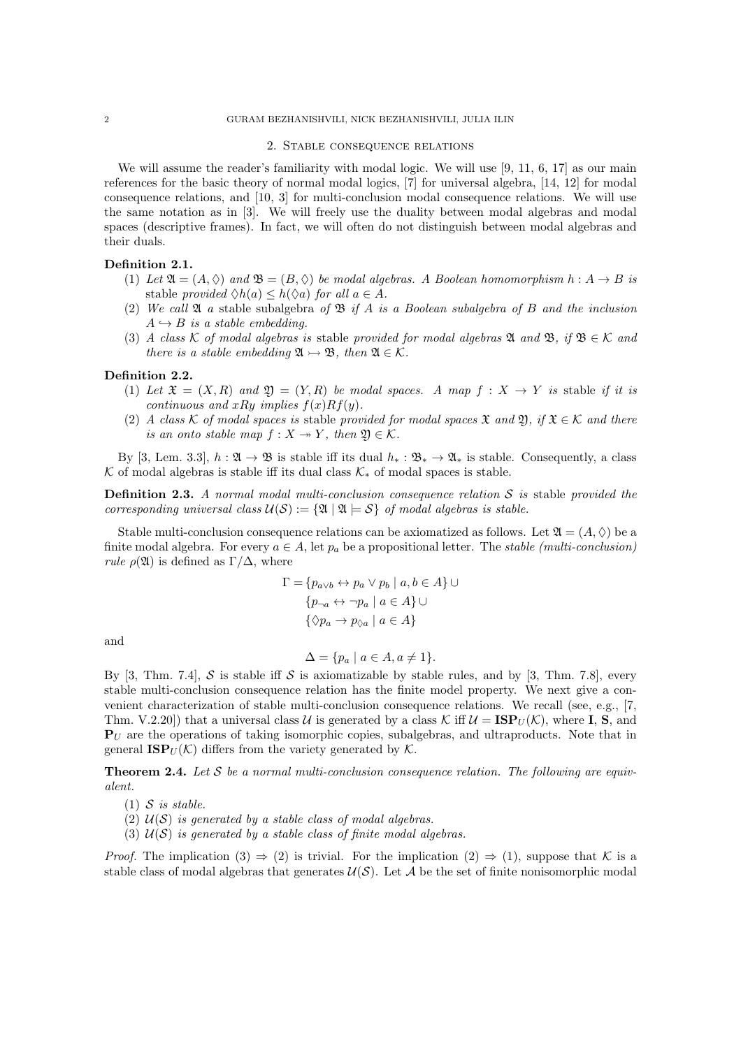## 2. Stable consequence relations

We will assume the reader's familiarity with modal logic. We will use [9, 11, 6, 17] as our main references for the basic theory of normal modal logics, [7] for universal algebra, [14, 12] for modal consequence relations, and [10, 3] for multi-conclusion modal consequence relations. We will use the same notation as in [3]. We will freely use the duality between modal algebras and modal spaces (descriptive frames). In fact, we will often do not distinguish between modal algebras and their duals.

**Definition 2.1.**

1. *Let $\mathfrak{A} = (A, \Diamond)$ and $\mathfrak{B} = (B, \Diamond)$ be modal algebras. A Boolean homomorphism $h : A \to B$ is* stable *provided $\Diamond h(a) \leq h(\Diamond a)$ for all $a \in A$.*
2. *We call $\mathfrak{A}$ a* stable subalgebra *of $\mathfrak{B}$ if $A$ is a Boolean subalgebra of $B$ and the inclusion $A \hookrightarrow B$ is a stable embedding.*
3. *A class $\mathcal{K}$ of modal algebras is* stable *provided for modal algebras $\mathfrak{A}$ and $\mathfrak{B}$, if $\mathfrak{B} \in \mathcal{K}$ and there is a stable embedding $\mathfrak{A} \rightarrowtail \mathfrak{B}$, then $\mathfrak{A} \in \mathcal{K}$.*

**Definition 2.2.**

1. *Let $\mathfrak{X} = (X, R)$ and $\mathfrak{Y} = (Y, R)$ be modal spaces. A map $f : X \to Y$ is* stable *if it is continuous and $xRy$ implies $f(x)Rf(y)$.*
2. *A class $\mathcal{K}$ of modal spaces is* stable *provided for modal spaces $\mathfrak{X}$ and $\mathfrak{Y}$, if $\mathfrak{X} \in \mathcal{K}$ and there is an onto stable map $f : X \twoheadrightarrow Y$, then $\mathfrak{Y} \in \mathcal{K}$.*

By [3, Lem. 3.3], $h : \mathfrak{A} \to \mathfrak{B}$ is stable iff its dual $h_* : \mathfrak{B}_* \to \mathfrak{A}_*$ is stable. Consequently, a class $\mathcal{K}$ of modal algebras is stable iff its dual class $\mathcal{K}_*$ of modal spaces is stable.

**Definition 2.3.** *A normal modal multi-conclusion consequence relation $\mathcal{S}$ is* stable *provided the corresponding universal class $\mathcal{U}(\mathcal{S}) := \{\mathfrak{A} \mid \mathfrak{A} \models \mathcal{S}\}$ of modal algebras is stable.*

Stable multi-conclusion consequence relations can be axiomatized as follows. Let $\mathfrak{A} = (A, \Diamond)$ be a finite modal algebra. For every $a \in A$, let $p_a$ be a propositional letter. The *stable (multi-conclusion) rule* $\rho(\mathfrak{A})$ is defined as $\Gamma/\Delta$, where

$$\begin{aligned}
\Gamma = &\{p_{a \vee b} \leftrightarrow p_a \vee p_b \mid a, b \in A\} \cup \\
&\{p_{\neg a} \leftrightarrow \neg p_a \mid a \in A\} \cup \\
&\{\Diamond p_a \to p_{\Diamond a} \mid a \in A\}
\end{aligned}$$

and

$$\Delta = \{p_a \mid a \in A, a \neq 1\}.$$

By [3, Thm. 7.4], $\mathcal{S}$ is stable iff $\mathcal{S}$ is axiomatizable by stable rules, and by [3, Thm. 7.8], every stable multi-conclusion consequence relation has the finite model property. We next give a convenient characterization of stable multi-conclusion consequence relations. We recall (see, e.g., [7, Thm. V.2.20]) that a universal class $\mathcal{U}$ is generated by a class $\mathcal{K}$ iff $\mathcal{U} = \mathbf{ISP}_U(\mathcal{K})$, where $\mathbf{I}$, $\mathbf{S}$, and $\mathbf{P}_U$ are the operations of taking isomorphic copies, subalgebras, and ultraproducts. Note that in general $\mathbf{ISP}_U(\mathcal{K})$ differs from the variety generated by $\mathcal{K}$.

**Theorem 2.4.** *Let $\mathcal{S}$ be a normal multi-conclusion consequence relation. The following are equivalent.*

1. *$\mathcal{S}$ is stable.*
2. *$\mathcal{U}(\mathcal{S})$ is generated by a stable class of modal algebras.*
3. *$\mathcal{U}(\mathcal{S})$ is generated by a stable class of finite modal algebras.*

*Proof.* The implication (3) $\Rightarrow$ (2) is trivial. For the implication (2) $\Rightarrow$ (1), suppose that $\mathcal{K}$ is a stable class of modal algebras that generates $\mathcal{U}(\mathcal{S})$. Let $\mathcal{A}$ be the set of finite nonisomorphic modal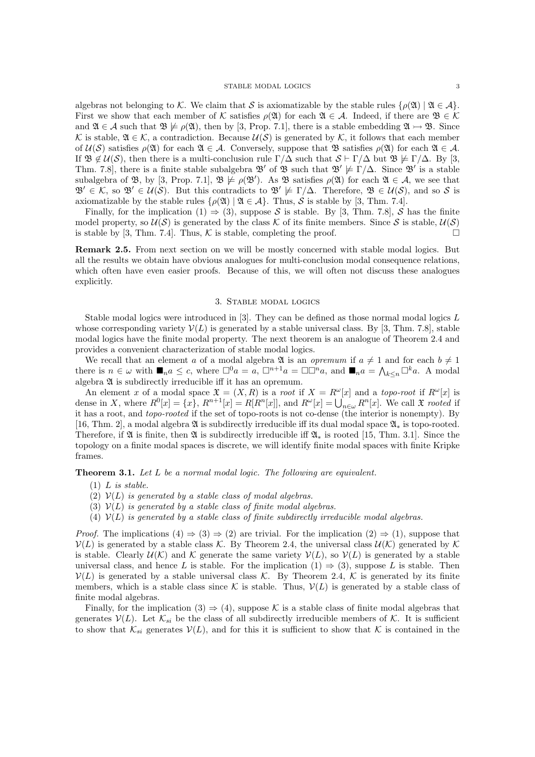algebras not belonging to $\mathcal{K}$. We claim that $\mathcal{S}$ is axiomatizable by the stable rules $\{\rho(\mathfrak{A}) \mid \mathfrak{A} \in \mathcal{A}\}$. First we show that each member of $\mathcal{K}$ satisfies $\rho(\mathfrak{A})$ for each $\mathfrak{A} \in \mathcal{A}$. Indeed, if there are $\mathfrak{B} \in \mathcal{K}$ and $\mathfrak{A} \in \mathcal{A}$ such that $\mathfrak{B} \not\models \rho(\mathfrak{A})$, then by [3, Prop. 7.1], there is a stable embedding $\mathfrak{A} \rightarrowtail \mathfrak{B}$. Since $\mathcal{K}$ is stable, $\mathfrak{A} \in \mathcal{K}$, a contradiction. Because $\mathcal{U}(\mathcal{S})$ is generated by $\mathcal{K}$, it follows that each member of $\mathcal{U}(\mathcal{S})$ satisfies $\rho(\mathfrak{A})$ for each $\mathfrak{A} \in \mathcal{A}$. Conversely, suppose that $\mathfrak{B}$ satisfies $\rho(\mathfrak{A})$ for each $\mathfrak{A} \in \mathcal{A}$. If $\mathfrak{B} \notin \mathcal{U}(\mathcal{S})$, then there is a multi-conclusion rule $\Gamma/\Delta$ such that $\mathcal{S} \vdash \Gamma/\Delta$ but $\mathfrak{B} \not\models \Gamma/\Delta$. By [3, Thm. 7.8], there is a finite stable subalgebra $\mathfrak{B}'$ of $\mathfrak{B}$ such that $\mathfrak{B}' \not\models \Gamma/\Delta$. Since $\mathfrak{B}'$ is a stable subalgebra of $\mathfrak{B}$, by [3, Prop. 7.1], $\mathfrak{B} \not\models \rho(\mathfrak{B}')$. As $\mathfrak{B}$ satisfies $\rho(\mathfrak{A})$ for each $\mathfrak{A} \in \mathcal{A}$, we see that $\mathfrak{B}' \in \mathcal{K}$, so $\mathfrak{B}' \in \mathcal{U}(\mathcal{S})$. But this contradicts to $\mathfrak{B}' \not\models \Gamma/\Delta$. Therefore, $\mathfrak{B} \in \mathcal{U}(\mathcal{S})$, and so $\mathcal{S}$ is axiomatizable by the stable rules $\{\rho(\mathfrak{A}) \mid \mathfrak{A} \in \mathcal{A}\}$. Thus, $\mathcal{S}$ is stable by [3, Thm. 7.4].

Finally, for the implication (1) $\Rightarrow$ (3), suppose $\mathcal{S}$ is stable. By [3, Thm. 7.8], $\mathcal{S}$ has the finite model property, so $\mathcal{U}(\mathcal{S})$ is generated by the class $\mathcal{K}$ of its finite members. Since $\mathcal{S}$ is stable, $\mathcal{U}(\mathcal{S})$ is stable by [3, Thm. 7.4]. Thus, $\mathcal{K}$ is stable, completing the proof. $\square$

**Remark 2.5.** From next section on we will be mostly concerned with stable modal logics. But all the results we obtain have obvious analogues for multi-conclusion modal consequence relations, which often have even easier proofs. Because of this, we will often not discuss these analogues explicitly.

## 3. Stable modal logics

Stable modal logics were introduced in [3]. They can be defined as those normal modal logics $L$ whose corresponding variety $\mathcal{V}(L)$ is generated by a stable universal class. By [3, Thm. 7.8], stable modal logics have the finite modal property. The next theorem is an analogue of Theorem 2.4 and provides a convenient characterization of stable modal logics.

We recall that an element $a$ of a modal algebra $\mathfrak{A}$ is an *opremum* if $a \neq 1$ and for each $b \neq 1$ there is $n \in \omega$ with $\blacksquare_n a \leq c$, where $\Box^0 a = a$, $\Box^{n+1} a = \Box\Box^n a$, and $\blacksquare_n a = \bigwedge_{k \leq n} \Box^k a$. A modal algebra $\mathfrak{A}$ is subdirectly irreducible iff it has an opremum.

An element $x$ of a modal space $\mathfrak{X} = (X, R)$ is a *root* if $X = R^\omega[x]$ and a *topo-root* if $R^\omega[x]$ is dense in $X$, where $R^0[x] = \{x\}$, $R^{n+1}[x] = R[R^n[x]]$, and $R^\omega[x] = \bigcup_{n \in \omega} R^n[x]$. We call $\mathfrak{X}$ *rooted* if it has a root, and *topo-rooted* if the set of topo-roots is not co-dense (the interior is nonempty). By [16, Thm. 2], a modal algebra $\mathfrak{A}$ is subdirectly irreducible iff its dual modal space $\mathfrak{A}_*$ is topo-rooted. Therefore, if $\mathfrak{A}$ is finite, then $\mathfrak{A}$ is subdirectly irreducible iff $\mathfrak{A}_*$ is rooted [15, Thm. 3.1]. Since the topology on a finite modal spaces is discrete, we will identify finite modal spaces with finite Kripke frames.

**Theorem 3.1.** *Let $L$ be a normal modal logic. The following are equivalent.*

1. *$L$ is stable.*
2. *$\mathcal{V}(L)$ is generated by a stable class of modal algebras.*
3. *$\mathcal{V}(L)$ is generated by a stable class of finite modal algebras.*
4. *$\mathcal{V}(L)$ is generated by a stable class of finite subdirectly irreducible modal algebras.*

*Proof.* The implications (4) $\Rightarrow$ (3) $\Rightarrow$ (2) are trivial. For the implication (2) $\Rightarrow$ (1), suppose that $\mathcal{V}(L)$ is generated by a stable class $\mathcal{K}$. By Theorem 2.4, the universal class $\mathcal{U}(\mathcal{K})$ generated by $\mathcal{K}$ is stable. Clearly $\mathcal{U}(\mathcal{K})$ and $\mathcal{K}$ generate the same variety $\mathcal{V}(L)$, so $\mathcal{V}(L)$ is generated by a stable universal class, and hence $L$ is stable. For the implication (1) $\Rightarrow$ (3), suppose $L$ is stable. Then $\mathcal{V}(L)$ is generated by a stable universal class $\mathcal{K}$. By Theorem 2.4, $\mathcal{K}$ is generated by its finite members, which is a stable class since $\mathcal{K}$ is stable. Thus, $\mathcal{V}(L)$ is generated by a stable class of finite modal algebras.

Finally, for the implication (3) $\Rightarrow$ (4), suppose $\mathcal{K}$ is a stable class of finite modal algebras that generates $\mathcal{V}(L)$. Let $\mathcal{K}_{si}$ be the class of all subdirectly irreducible members of $\mathcal{K}$. It is sufficient to show that $\mathcal{K}_{si}$ generates $\mathcal{V}(L)$, and for this it is sufficient to show that $\mathcal{K}$ is contained in the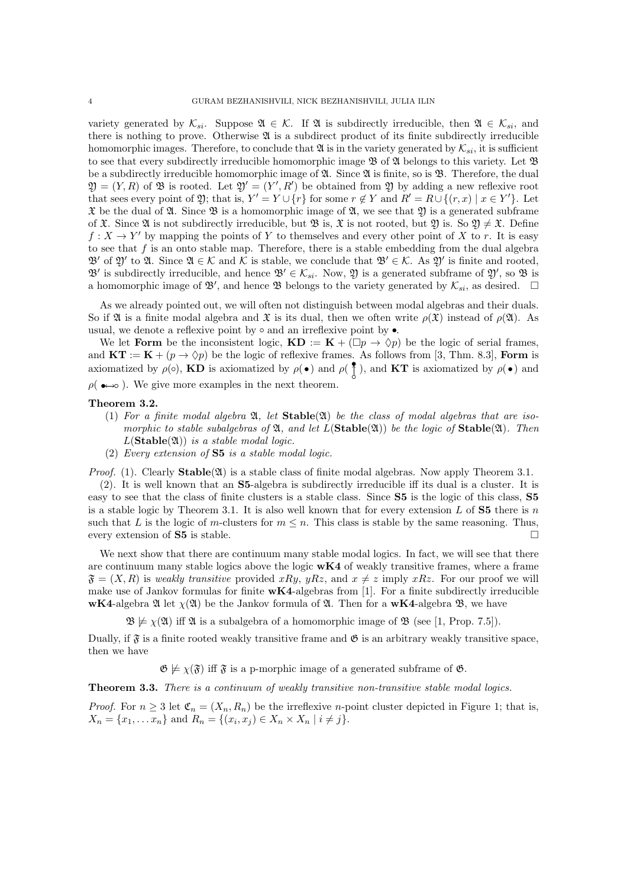variety generated by $\mathcal{K}_{si}$. Suppose $\mathfrak{A} \in \mathcal{K}$. If $\mathfrak{A}$ is subdirectly irreducible, then $\mathfrak{A} \in \mathcal{K}_{si}$, and there is nothing to prove. Otherwise $\mathfrak{A}$ is a subdirect product of its finite subdirectly irreducible homomorphic images. Therefore, to conclude that $\mathfrak{A}$ is in the variety generated by $\mathcal{K}_{si}$, it is sufficient to see that every subdirectly irreducible homomorphic image $\mathfrak{B}$ of $\mathfrak{A}$ belongs to this variety. Let $\mathfrak{B}$ be a subdirectly irreducible homomorphic image of $\mathfrak{A}$. Since $\mathfrak{A}$ is finite, so is $\mathfrak{B}$. Therefore, the dual $\mathfrak{Y} = (Y, R)$ of $\mathfrak{B}$ is rooted. Let $\mathfrak{Y}' = (Y', R')$ be obtained from $\mathfrak{Y}$ by adding a new reflexive root that sees every point of $\mathfrak{Y}$; that is, $Y' = Y \cup \{r\}$ for some $r \notin Y$ and $R' = R \cup \{(r, x) \mid x \in Y'\}$. Let $\mathfrak{X}$ be the dual of $\mathfrak{A}$. Since $\mathfrak{B}$ is a homomorphic image of $\mathfrak{A}$, we see that $\mathfrak{Y}$ is a generated subframe of $\mathfrak{X}$. Since $\mathfrak{A}$ is not subdirectly irreducible, but $\mathfrak{B}$ is, $\mathfrak{X}$ is not rooted, but $\mathfrak{Y}$ is. So $\mathfrak{Y} \neq \mathfrak{X}$. Define $f : X \to Y'$ by mapping the points of $Y$ to themselves and every other point of $X$ to $r$. It is easy to see that $f$ is an onto stable map. Therefore, there is a stable embedding from the dual algebra $\mathfrak{B}'$ of $\mathfrak{Y}'$ to $\mathfrak{A}$. Since $\mathfrak{A} \in \mathcal{K}$ and $\mathcal{K}$ is stable, we conclude that $\mathfrak{B}' \in \mathcal{K}$. As $\mathfrak{Y}'$ is finite and rooted, $\mathfrak{B}'$ is subdirectly irreducible, and hence $\mathfrak{B}' \in \mathcal{K}_{si}$. Now, $\mathfrak{Y}$ is a generated subframe of $\mathfrak{Y}'$, so $\mathfrak{B}$ is a homomorphic image of $\mathfrak{B}'$, and hence $\mathfrak{B}$ belongs to the variety generated by $\mathcal{K}_{si}$, as desired. $\square$

As we already pointed out, we will often not distinguish between modal algebras and their duals. So if $\mathfrak{A}$ is a finite modal algebra and $\mathfrak{X}$ is its dual, then we often write $\rho(\mathfrak{X})$ instead of $\rho(\mathfrak{A})$. As usual, we denote a reflexive point by $\circ$ and an irreflexive point by $\bullet$.

We let **Form** be the inconsistent logic, $\mathbf{KD} := \mathbf{K} + (\Box p \to \Diamond p)$ be the logic of serial frames, and $\mathbf{KT} := \mathbf{K} + (p \to \Diamond p)$ be the logic of reflexive frames. As follows from [3, Thm. 8.3], **Form** is axiomatized by $\rho(\circ)$, **KD** is axiomatized by $\rho(\bullet)$ and $\rho(\,\bullet\text{ over }\circ\,)$, and **KT** is axiomatized by $\rho(\bullet)$ and $\rho(\,\bullet\!\leftrightarrow\!\circ\,)$. We give more examples in the next theorem.

**Theorem 3.2.**

1. *For a finite modal algebra $\mathfrak{A}$, let* $\mathbf{Stable}(\mathfrak{A})$ *be the class of modal algebras that are isomorphic to stable subalgebras of $\mathfrak{A}$, and let* $L(\mathbf{Stable}(\mathfrak{A}))$ *be the logic of* $\mathbf{Stable}(\mathfrak{A})$. *Then* $L(\mathbf{Stable}(\mathfrak{A}))$ *is a stable modal logic.*
2. *Every extension of* **S5** *is a stable modal logic.*

*Proof.* (1). Clearly $\mathbf{Stable}(\mathfrak{A})$ is a stable class of finite modal algebras. Now apply Theorem 3.1.

(2). It is well known that an **S5**-algebra is subdirectly irreducible iff its dual is a cluster. It is easy to see that the class of finite clusters is a stable class. Since **S5** is the logic of this class, **S5** is a stable logic by Theorem 3.1. It is also well known that for every extension $L$ of **S5** there is $n$ such that $L$ is the logic of $m$-clusters for $m \leq n$. This class is stable by the same reasoning. Thus, every extension of **S5** is stable. $\square$

We next show that there are continuum many stable modal logics. In fact, we will see that there are continuum many stable logics above the logic **wK4** of weakly transitive frames, where a frame $\mathfrak{F} = (X, R)$ is *weakly transitive* provided $xRy$, $yRz$, and $x \neq z$ imply $xRz$. For our proof we will make use of Jankov formulas for finite **wK4**-algebras from [1]. For a finite subdirectly irreducible **wK4**-algebra $\mathfrak{A}$ let $\chi(\mathfrak{A})$ be the Jankov formula of $\mathfrak{A}$. Then for a **wK4**-algebra $\mathfrak{B}$, we have

$$\mathfrak{B} \not\models \chi(\mathfrak{A}) \text{ iff } \mathfrak{A} \text{ is a subalgebra of a homomorphic image of } \mathfrak{B} \text{ (see [1, Prop. 7.5])}.$$

Dually, if $\mathfrak{F}$ is a finite rooted weakly transitive frame and $\mathfrak{G}$ is an arbitrary weakly transitive space, then we have

$$\mathfrak{G} \not\models \chi(\mathfrak{F}) \text{ iff } \mathfrak{F} \text{ is a p-morphic image of a generated subframe of } \mathfrak{G}.$$

**Theorem 3.3.** *There is a continuum of weakly transitive non-transitive stable modal logics.*

*Proof.* For $n \geq 3$ let $\mathfrak{C}_n = (X_n, R_n)$ be the irreflexive $n$-point cluster depicted in Figure 1; that is, $X_n = \{x_1, \dots x_n\}$ and $R_n = \{(x_i, x_j) \in X_n \times X_n \mid i \neq j\}$.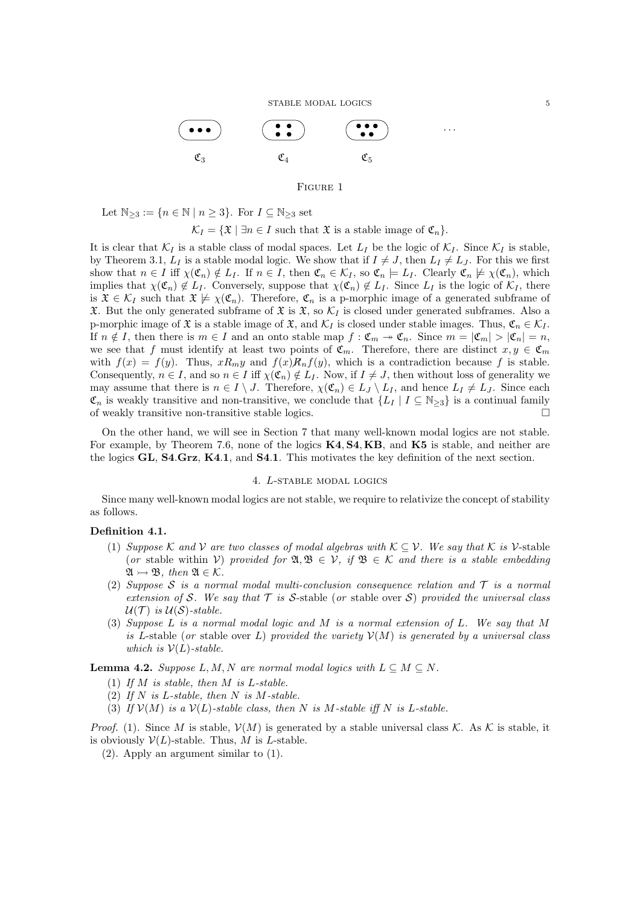$\mathfrak{C}_3$ $\mathfrak{C}_4$ $\mathfrak{C}_5$ ...

Figure 1

Let $\mathbb{N}_{\geq 3} := \{n \in \mathbb{N} \mid n \geq 3\}$. For $I \subseteq \mathbb{N}_{\geq 3}$ set

$$\mathcal{K}_I = \{\mathfrak{X} \mid \exists n \in I \text{ such that } \mathfrak{X} \text{ is a stable image of } \mathfrak{C}_n\}.$$

It is clear that $\mathcal{K}_I$ is a stable class of modal spaces. Let $L_I$ be the logic of $\mathcal{K}_I$. Since $\mathcal{K}_I$ is stable, by Theorem 3.1, $L_I$ is a stable modal logic. We show that if $I \neq J$, then $L_I \neq L_J$. For this we first show that $n \in I$ iff $\chi(\mathfrak{C}_n) \notin L_I$. If $n \in I$, then $\mathfrak{C}_n \in \mathcal{K}_I$, so $\mathfrak{C}_n \models L_I$. Clearly $\mathfrak{C}_n \not\models \chi(\mathfrak{C}_n)$, which implies that $\chi(\mathfrak{C}_n) \notin L_I$. Conversely, suppose that $\chi(\mathfrak{C}_n) \notin L_I$. Since $L_I$ is the logic of $\mathcal{K}_I$, there is $\mathfrak{X} \in \mathcal{K}_I$ such that $\mathfrak{X} \not\models \chi(\mathfrak{C}_n)$. Therefore, $\mathfrak{C}_n$ is a p-morphic image of a generated subframe of $\mathfrak{X}$. But the only generated subframe of $\mathfrak{X}$ is $\mathfrak{X}$, so $\mathcal{K}_I$ is closed under generated subframes. Also a p-morphic image of $\mathfrak{X}$ is a stable image of $\mathfrak{X}$, and $\mathcal{K}_I$ is closed under stable images. Thus, $\mathfrak{C}_n \in \mathcal{K}_I$. If $n \notin I$, then there is $m \in I$ and an onto stable map $f : \mathfrak{C}_m \twoheadrightarrow \mathfrak{C}_n$. Since $m = |\mathfrak{C}_m| > |\mathfrak{C}_n| = n$, we see that $f$ must identify at least two points of $\mathfrak{C}_m$. Therefore, there are distinct $x, y \in \mathfrak{C}_m$ with $f(x) = f(y)$. Thus, $xR_my$ and $f(x) \not R_n f(y)$, which is a contradiction because $f$ is stable. Consequently, $n \in I$, and so $n \in I$ iff $\chi(\mathfrak{C}_n) \notin L_I$. Now, if $I \neq J$, then without loss of generality we may assume that there is $n \in I \setminus J$. Therefore, $\chi(\mathfrak{C}_n) \in L_J \setminus L_I$, and hence $L_I \neq L_J$. Since each $\mathfrak{C}_n$ is weakly transitive and non-transitive, we conclude that $\{L_I \mid I \subseteq \mathbb{N}_{\geq 3}\}$ is a continual family of weakly transitive non-transitive stable logics. $\square$

On the other hand, we will see in Section 7 that many well-known modal logics are not stable. For example, by Theorem 7.6, none of the logics **K4**, **S4**, **KB**, and **K5** is stable, and neither are the logics **GL**, **S4.Grz**, **K4.1**, and **S4.1**. This motivates the key definition of the next section.

## 4. $L$-stable modal logics

Since many well-known modal logics are not stable, we require to relativize the concept of stability as follows.

**Definition 4.1.**

1. *Suppose $\mathcal{K}$ and $\mathcal{V}$ are two classes of modal algebras with $\mathcal{K} \subseteq \mathcal{V}$. We say that $\mathcal{K}$ is* $\mathcal{V}$-stable *(or* stable within $\mathcal{V}$*) provided for $\mathfrak{A}, \mathfrak{B} \in \mathcal{V}$, if $\mathfrak{B} \in \mathcal{K}$ and there is a stable embedding $\mathfrak{A} \rightarrowtail \mathfrak{B}$, then $\mathfrak{A} \in \mathcal{K}$.*
2. *Suppose $\mathcal{S}$ is a normal modal multi-conclusion consequence relation and $\mathcal{T}$ is a normal extension of $\mathcal{S}$. We say that $\mathcal{T}$ is* $\mathcal{S}$-stable *(or* stable over $\mathcal{S}$*) provided the universal class $\mathcal{U}(\mathcal{T})$ is $\mathcal{U}(\mathcal{S})$-stable.*
3. *Suppose $L$ is a normal modal logic and $M$ is a normal extension of $L$. We say that $M$ is* $L$-stable *(or* stable over $L$*) provided the variety $\mathcal{V}(M)$ is generated by a universal class which is $\mathcal{V}(L)$-stable.*

**Lemma 4.2.** *Suppose $L, M, N$ are normal modal logics with $L \subseteq M \subseteq N$.*

1. *If $M$ is stable, then $M$ is $L$-stable.*
2. *If $N$ is $L$-stable, then $N$ is $M$-stable.*
3. *If $\mathcal{V}(M)$ is a $\mathcal{V}(L)$-stable class, then $N$ is $M$-stable iff $N$ is $L$-stable.*

*Proof.* (1). Since $M$ is stable, $\mathcal{V}(M)$ is generated by a stable universal class $\mathcal{K}$. As $\mathcal{K}$ is stable, it is obviously $\mathcal{V}(L)$-stable. Thus, $M$ is $L$-stable.

(2). Apply an argument similar to (1).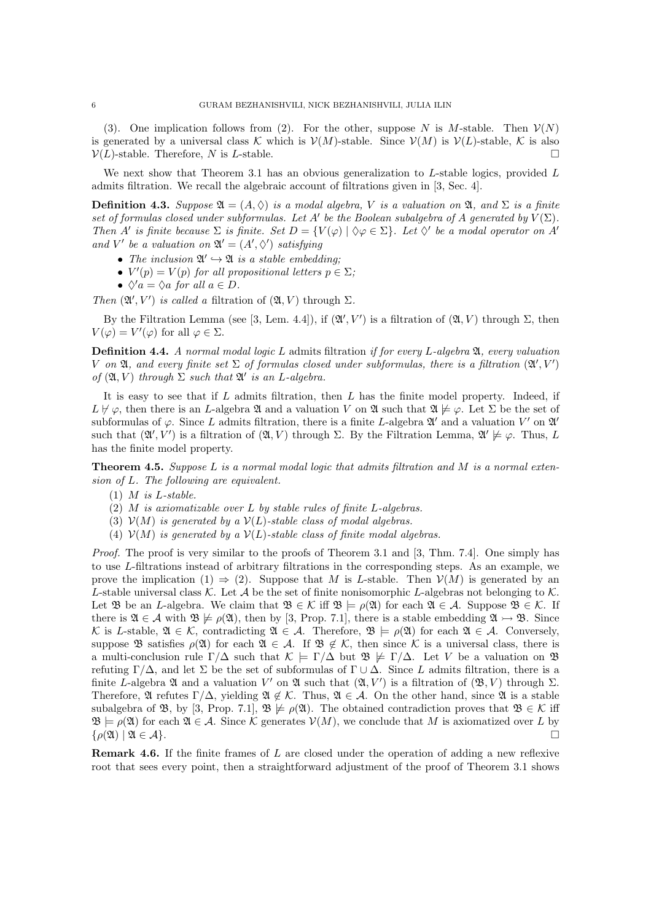(3). One implication follows from (2). For the other, suppose $N$ is $M$-stable. Then $\mathcal{V}(N)$ is generated by a universal class $\mathcal{K}$ which is $\mathcal{V}(M)$-stable. Since $\mathcal{V}(M)$ is $\mathcal{V}(L)$-stable, $\mathcal{K}$ is also $\mathcal{V}(L)$-stable. Therefore, $N$ is $L$-stable. $\square$

We next show that Theorem 3.1 has an obvious generalization to $L$-stable logics, provided $L$ admits filtration. We recall the algebraic account of filtrations given in [3, Sec. 4].

**Definition 4.3.** *Suppose $\mathfrak{A} = (A, \Diamond)$ is a modal algebra, $V$ is a valuation on $\mathfrak{A}$, and $\Sigma$ is a finite set of formulas closed under subformulas. Let $A'$ be the Boolean subalgebra of $A$ generated by $V(\Sigma)$. Then $A'$ is finite because $\Sigma$ is finite. Set $D = \{V(\varphi) \mid \Diamond\varphi \in \Sigma\}$. Let $\Diamond'$ be a modal operator on $A'$ and $V'$ be a valuation on $\mathfrak{A}' = (A', \Diamond')$ satisfying*

- *The inclusion $\mathfrak{A}' \hookrightarrow \mathfrak{A}$ is a stable embedding;*
- *$V'(p) = V(p)$ for all propositional letters $p \in \Sigma$;*
- *$\Diamond' a = \Diamond a$ for all $a \in D$.*

*Then $(\mathfrak{A}', V')$ is called a* filtration *of $(\mathfrak{A}, V)$ through $\Sigma$.*

By the Filtration Lemma (see [3, Lem. 4.4]), if $(\mathfrak{A}', V')$ is a filtration of $(\mathfrak{A}, V)$ through $\Sigma$, then $V(\varphi) = V'(\varphi)$ for all $\varphi \in \Sigma$.

**Definition 4.4.** *A normal modal logic $L$* admits filtration *if for every $L$-algebra $\mathfrak{A}$, every valuation $V$ on $\mathfrak{A}$, and every finite set $\Sigma$ of formulas closed under subformulas, there is a filtration $(\mathfrak{A}', V')$ of $(\mathfrak{A}, V)$ through $\Sigma$ such that $\mathfrak{A}'$ is an $L$-algebra.*

It is easy to see that if $L$ admits filtration, then $L$ has the finite model property. Indeed, if $L \nvdash \varphi$, then there is an $L$-algebra $\mathfrak{A}$ and a valuation $V$ on $\mathfrak{A}$ such that $\mathfrak{A} \not\models \varphi$. Let $\Sigma$ be the set of subformulas of $\varphi$. Since $L$ admits filtration, there is a finite $L$-algebra $\mathfrak{A}'$ and a valuation $V'$ on $\mathfrak{A}'$ such that $(\mathfrak{A}', V')$ is a filtration of $(\mathfrak{A}, V)$ through $\Sigma$. By the Filtration Lemma, $\mathfrak{A}' \not\models \varphi$. Thus, $L$ has the finite model property.

**Theorem 4.5.** *Suppose $L$ is a normal modal logic that admits filtration and $M$ is a normal extension of $L$. The following are equivalent.*

1. *$M$ is $L$-stable.*
2. *$M$ is axiomatizable over $L$ by stable rules of finite $L$-algebras.*
3. *$\mathcal{V}(M)$ is generated by a $\mathcal{V}(L)$-stable class of modal algebras.*
4. *$\mathcal{V}(M)$ is generated by a $\mathcal{V}(L)$-stable class of finite modal algebras.*

*Proof.* The proof is very similar to the proofs of Theorem 3.1 and [3, Thm. 7.4]. One simply has to use $L$-filtrations instead of arbitrary filtrations in the corresponding steps. As an example, we prove the implication (1) $\Rightarrow$ (2). Suppose that $M$ is $L$-stable. Then $\mathcal{V}(M)$ is generated by an $L$-stable universal class $\mathcal{K}$. Let $\mathcal{A}$ be the set of finite nonisomorphic $L$-algebras not belonging to $\mathcal{K}$. Let $\mathfrak{B}$ be an $L$-algebra. We claim that $\mathfrak{B} \in \mathcal{K}$ iff $\mathfrak{B} \models \rho(\mathfrak{A})$ for each $\mathfrak{A} \in \mathcal{A}$. Suppose $\mathfrak{B} \in \mathcal{K}$. If there is $\mathfrak{A} \in \mathcal{A}$ with $\mathfrak{B} \not\models \rho(\mathfrak{A})$, then by [3, Prop. 7.1], there is a stable embedding $\mathfrak{A} \rightarrowtail \mathfrak{B}$. Since $\mathcal{K}$ is $L$-stable, $\mathfrak{A} \in \mathcal{K}$, contradicting $\mathfrak{A} \in \mathcal{A}$. Therefore, $\mathfrak{B} \models \rho(\mathfrak{A})$ for each $\mathfrak{A} \in \mathcal{A}$. Conversely, suppose $\mathfrak{B}$ satisfies $\rho(\mathfrak{A})$ for each $\mathfrak{A} \in \mathcal{A}$. If $\mathfrak{B} \notin \mathcal{K}$, then since $\mathcal{K}$ is a universal class, there is a multi-conclusion rule $\Gamma/\Delta$ such that $\mathcal{K} \models \Gamma/\Delta$ but $\mathfrak{B} \not\models \Gamma/\Delta$. Let $V$ be a valuation on $\mathfrak{B}$ refuting $\Gamma/\Delta$, and let $\Sigma$ be the set of subformulas of $\Gamma \cup \Delta$. Since $L$ admits filtration, there is a finite $L$-algebra $\mathfrak{A}$ and a valuation $V'$ on $\mathfrak{A}$ such that $(\mathfrak{A}, V')$ is a filtration of $(\mathfrak{B}, V)$ through $\Sigma$. Therefore, $\mathfrak{A}$ refutes $\Gamma/\Delta$, yielding $\mathfrak{A} \notin \mathcal{K}$. Thus, $\mathfrak{A} \in \mathcal{A}$. On the other hand, since $\mathfrak{A}$ is a stable subalgebra of $\mathfrak{B}$, by [3, Prop. 7.1], $\mathfrak{B} \not\models \rho(\mathfrak{A})$. The obtained contradiction proves that $\mathfrak{B} \in \mathcal{K}$ iff $\mathfrak{B} \models \rho(\mathfrak{A})$ for each $\mathfrak{A} \in \mathcal{A}$. Since $\mathcal{K}$ generates $\mathcal{V}(M)$, we conclude that $M$ is axiomatized over $L$ by $\{\rho(\mathfrak{A}) \mid \mathfrak{A} \in \mathcal{A}\}$. $\square$

**Remark 4.6.** If the finite frames of $L$ are closed under the operation of adding a new reflexive root that sees every point, then a straightforward adjustment of the proof of Theorem 3.1 shows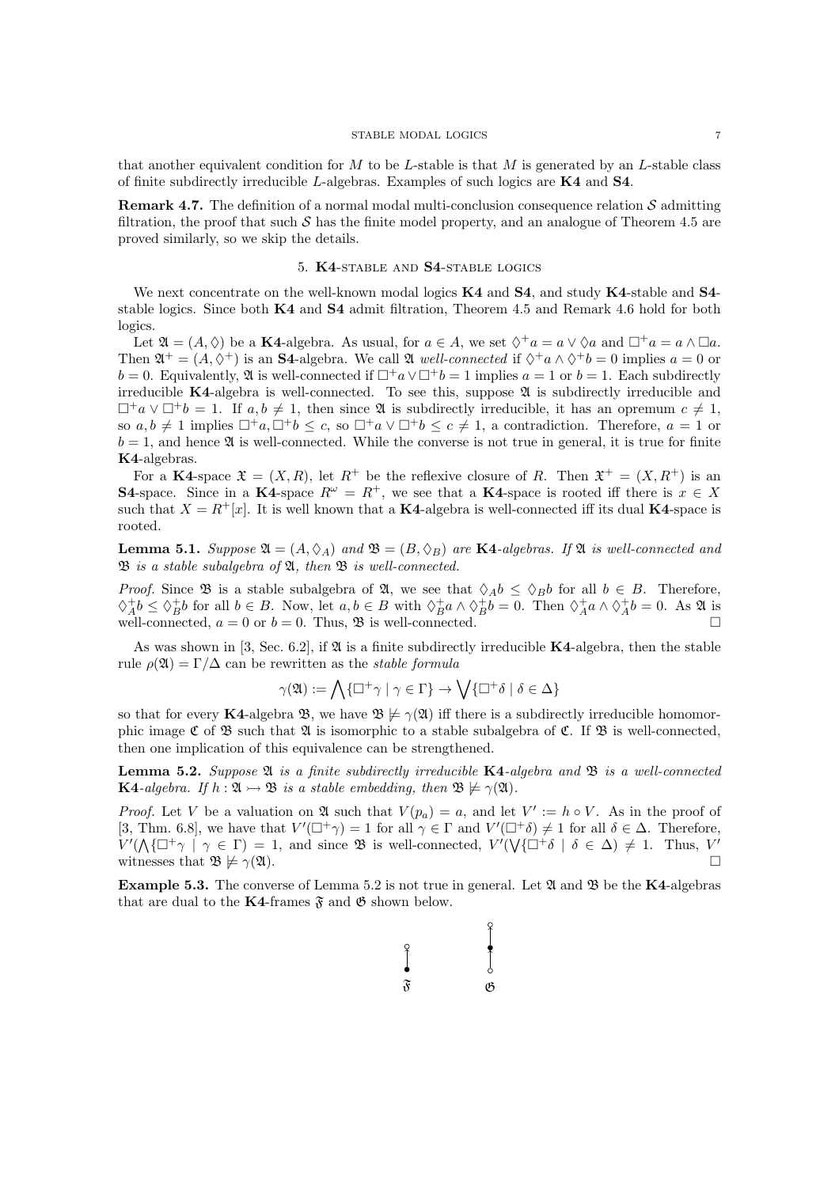that another equivalent condition for $M$ to be $L$-stable is that $M$ is generated by an $L$-stable class of finite subdirectly irreducible $L$-algebras. Examples of such logics are **K4** and **S4**.

**Remark 4.7.** The definition of a normal modal multi-conclusion consequence relation $\mathcal{S}$ admitting filtration, the proof that such $\mathcal{S}$ has the finite model property, and an analogue of Theorem 4.5 are proved similarly, so we skip the details.

## 5. K4-stable and S4-stable logics

We next concentrate on the well-known modal logics **K4** and **S4**, and study **K4**-stable and **S4**-stable logics. Since both **K4** and **S4** admit filtration, Theorem 4.5 and Remark 4.6 hold for both logics.

Let $\mathfrak{A} = (A, \Diamond)$ be a **K4**-algebra. As usual, for $a \in A$, we set $\Diamond^+ a = a \vee \Diamond a$ and $\Box^+ a = a \wedge \Box a$. Then $\mathfrak{A}^+ = (A, \Diamond^+)$ is an **S4**-algebra. We call $\mathfrak{A}$ *well-connected* if $\Diamond^+ a \wedge \Diamond^+ b = 0$ implies $a = 0$ or $b = 0$. Equivalently, $\mathfrak{A}$ is well-connected if $\Box^+ a \vee \Box^+ b = 1$ implies $a = 1$ or $b = 1$. Each subdirectly irreducible **K4**-algebra is well-connected. To see this, suppose $\mathfrak{A}$ is subdirectly irreducible and $\Box^+ a \vee \Box^+ b = 1$. If $a, b \neq 1$, then since $\mathfrak{A}$ is subdirectly irreducible, it has an opremum $c \neq 1$, so $a, b \neq 1$ implies $\Box^+ a, \Box^+ b \leq c$, so $\Box^+ a \vee \Box^+ b \leq c \neq 1$, a contradiction. Therefore, $a = 1$ or $b = 1$, and hence $\mathfrak{A}$ is well-connected. While the converse is not true in general, it is true for finite **K4**-algebras.

For a **K4**-space $\mathfrak{X} = (X, R)$, let $R^+$ be the reflexive closure of $R$. Then $\mathfrak{X}^+ = (X, R^+)$ is an **S4**-space. Since in a **K4**-space $R^\omega = R^+$, we see that a **K4**-space is rooted iff there is $x \in X$ such that $X = R^+[x]$. It is well known that a **K4**-algebra is well-connected iff its dual **K4**-space is rooted.

**Lemma 5.1.** *Suppose $\mathfrak{A} = (A, \Diamond_A)$ and $\mathfrak{B} = (B, \Diamond_B)$ are* **K4***-algebras. If $\mathfrak{A}$ is well-connected and $\mathfrak{B}$ is a stable subalgebra of $\mathfrak{A}$, then $\mathfrak{B}$ is well-connected.*

*Proof.* Since $\mathfrak{B}$ is a stable subalgebra of $\mathfrak{A}$, we see that $\Diamond_A b \leq \Diamond_B b$ for all $b \in B$. Therefore, $\Diamond_A^+ b \leq \Diamond_B^+ b$ for all $b \in B$. Now, let $a, b \in B$ with $\Diamond_B^+ a \wedge \Diamond_B^+ b = 0$. Then $\Diamond_A^+ a \wedge \Diamond_A^+ b = 0$. As $\mathfrak{A}$ is well-connected, $a = 0$ or $b = 0$. Thus, $\mathfrak{B}$ is well-connected. $\square$

As was shown in [3, Sec. 6.2], if $\mathfrak{A}$ is a finite subdirectly irreducible **K4**-algebra, then the stable rule $\rho(\mathfrak{A}) = \Gamma/\Delta$ can be rewritten as the *stable formula*

$$\gamma(\mathfrak{A}) := \bigwedge\{\Box^+ \gamma \mid \gamma \in \Gamma\} \to \bigvee\{\Box^+ \delta \mid \delta \in \Delta\}$$

so that for every **K4**-algebra $\mathfrak{B}$, we have $\mathfrak{B} \not\models \gamma(\mathfrak{A})$ iff there is a subdirectly irreducible homomorphic image $\mathfrak{C}$ of $\mathfrak{B}$ such that $\mathfrak{A}$ is isomorphic to a stable subalgebra of $\mathfrak{C}$. If $\mathfrak{B}$ is well-connected, then one implication of this equivalence can be strengthened.

**Lemma 5.2.** *Suppose $\mathfrak{A}$ is a finite subdirectly irreducible* **K4***-algebra and $\mathfrak{B}$ is a well-connected* **K4***-algebra. If $h : \mathfrak{A} \rightarrowtail \mathfrak{B}$ is a stable embedding, then $\mathfrak{B} \not\models \gamma(\mathfrak{A})$.*

*Proof.* Let $V$ be a valuation on $\mathfrak{A}$ such that $V(p_a) = a$, and let $V' := h \circ V$. As in the proof of [3, Thm. 6.8], we have that $V'(\Box^+ \gamma) = 1$ for all $\gamma \in \Gamma$ and $V'(\Box^+ \delta) \neq 1$ for all $\delta \in \Delta$. Therefore, $V'(\bigwedge\{\Box^+ \gamma \mid \gamma \in \Gamma) = 1$, and since $\mathfrak{B}$ is well-connected, $V'(\bigvee\{\Box^+ \delta \mid \delta \in \Delta) \neq 1$. Thus, $V'$ witnesses that $\mathfrak{B} \not\models \gamma(\mathfrak{A})$. $\square$

**Example 5.3.** The converse of Lemma 5.2 is not true in general. Let $\mathfrak{A}$ and $\mathfrak{B}$ be the **K4**-algebras that are dual to the **K4**-frames $\mathfrak{F}$ and $\mathfrak{G}$ shown below.

$\mathfrak{F}$ $\mathfrak{G}$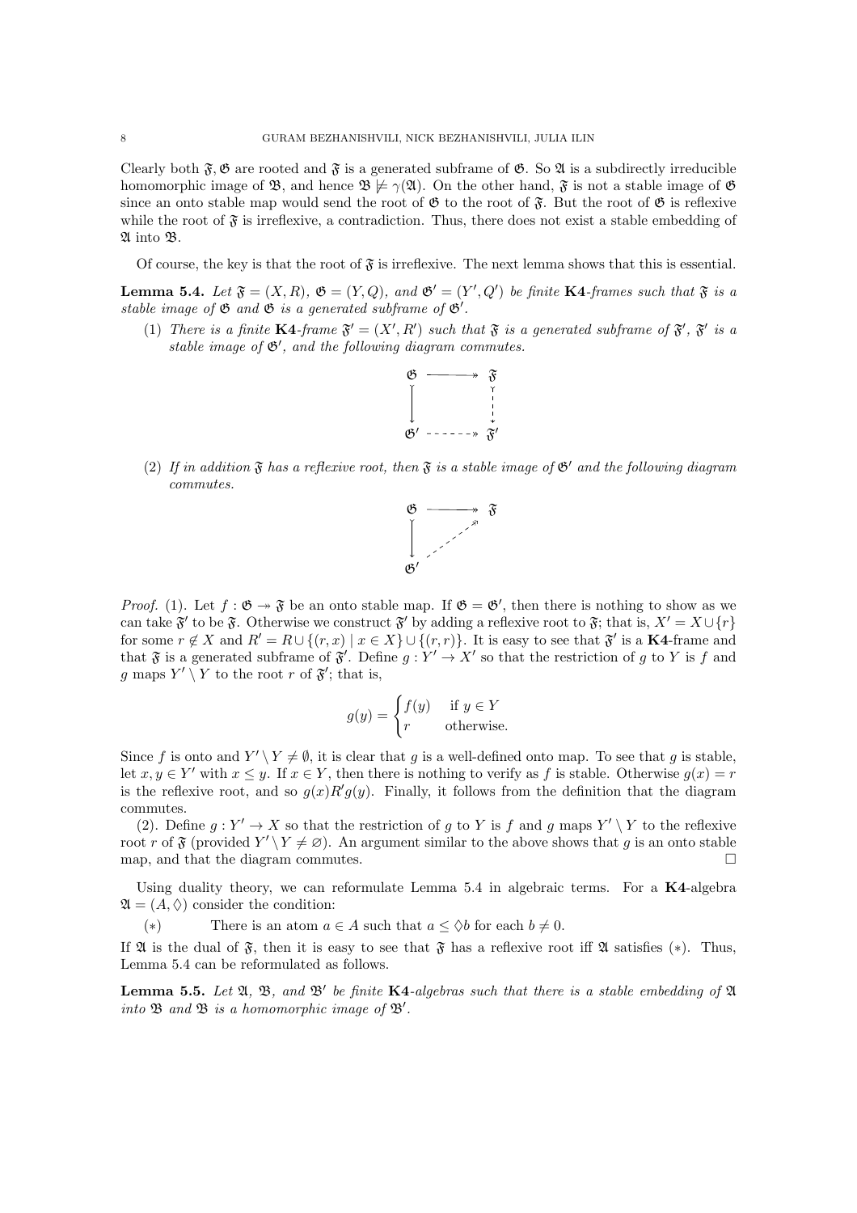Clearly both $\mathfrak{F}, \mathfrak{G}$ are rooted and $\mathfrak{F}$ is a generated subframe of $\mathfrak{G}$. So $\mathfrak{A}$ is a subdirectly irreducible homomorphic image of $\mathfrak{B}$, and hence $\mathfrak{B} \not\models \gamma(\mathfrak{A})$. On the other hand, $\mathfrak{F}$ is not a stable image of $\mathfrak{G}$ since an onto stable map would send the root of $\mathfrak{G}$ to the root of $\mathfrak{F}$. But the root of $\mathfrak{G}$ is reflexive while the root of $\mathfrak{F}$ is irreflexive, a contradiction. Thus, there does not exist a stable embedding of $\mathfrak{A}$ into $\mathfrak{B}$.

Of course, the key is that the root of $\mathfrak{F}$ is irreflexive. The next lemma shows that this is essential.

**Lemma 5.4.** *Let $\mathfrak{F} = (X, R)$, $\mathfrak{G} = (Y, Q)$, and $\mathfrak{G}' = (Y', Q')$ be finite* **K4***-frames such that $\mathfrak{F}$ is a stable image of $\mathfrak{G}$ and $\mathfrak{G}$ is a generated subframe of $\mathfrak{G}'$.*

(1) *There is a finite* **K4***-frame $\mathfrak{F}' = (X', R')$ such that $\mathfrak{F}$ is a generated subframe of $\mathfrak{F}'$, $\mathfrak{F}'$ is a stable image of $\mathfrak{G}'$, and the following diagram commutes.*

$$\begin{array}{ccc} \mathfrak{G} & \twoheadrightarrow & \mathfrak{F} \\ \downarrow & & \downarrow \\ \mathfrak{G}' & \twoheadrightarrow & \mathfrak{F}' \end{array}$$

(2) *If in addition $\mathfrak{F}$ has a reflexive root, then $\mathfrak{F}$ is a stable image of $\mathfrak{G}'$ and the following diagram commutes.*

$$\begin{array}{ccc} \mathfrak{G} & \twoheadrightarrow & \mathfrak{F} \\ \downarrow & \nearrow & \\ \mathfrak{G}' & & \end{array}$$

*Proof.* (1). Let $f : \mathfrak{G} \twoheadrightarrow \mathfrak{F}$ be an onto stable map. If $\mathfrak{G} = \mathfrak{G}'$, then there is nothing to show as we can take $\mathfrak{F}'$ to be $\mathfrak{F}$. Otherwise we construct $\mathfrak{F}'$ by adding a reflexive root to $\mathfrak{F}$; that is, $X' = X \cup \{r\}$ for some $r \notin X$ and $R' = R \cup \{(r, x) \mid x \in X\} \cup \{(r, r)\}$. It is easy to see that $\mathfrak{F}'$ is a **K4**-frame and that $\mathfrak{F}$ is a generated subframe of $\mathfrak{F}'$. Define $g : Y' \to X'$ so that the restriction of $g$ to $Y$ is $f$ and $g$ maps $Y' \setminus Y$ to the root $r$ of $\mathfrak{F}'$; that is,

$$g(y) = \begin{cases} f(y) & \text{if } y \in Y \\ r & \text{otherwise.} \end{cases}$$

Since $f$ is onto and $Y' \setminus Y \neq \emptyset$, it is clear that $g$ is a well-defined onto map. To see that $g$ is stable, let $x, y \in Y'$ with $x \leq y$. If $x \in Y$, then there is nothing to verify as $f$ is stable. Otherwise $g(x) = r$ is the reflexive root, and so $g(x)R'g(y)$. Finally, it follows from the definition that the diagram commutes.

(2). Define $g : Y' \to X$ so that the restriction of $g$ to $Y$ is $f$ and $g$ maps $Y' \setminus Y$ to the reflexive root $r$ of $\mathfrak{F}$ (provided $Y' \setminus Y \neq \varnothing$). An argument similar to the above shows that $g$ is an onto stable map, and that the diagram commutes. $\square$

Using duality theory, we can reformulate Lemma 5.4 in algebraic terms. For a **K4**-algebra $\mathfrak{A} = (A, \Diamond)$ consider the condition:

($*$) There is an atom $a \in A$ such that $a \leq \Diamond b$ for each $b \neq 0$.

If $\mathfrak{A}$ is the dual of $\mathfrak{F}$, then it is easy to see that $\mathfrak{F}$ has a reflexive root iff $\mathfrak{A}$ satisfies ($*$). Thus, Lemma 5.4 can be reformulated as follows.

**Lemma 5.5.** *Let $\mathfrak{A}$, $\mathfrak{B}$, and $\mathfrak{B}'$ be finite* **K4***-algebras such that there is a stable embedding of $\mathfrak{A}$ into $\mathfrak{B}$ and $\mathfrak{B}$ is a homomorphic image of $\mathfrak{B}'$.*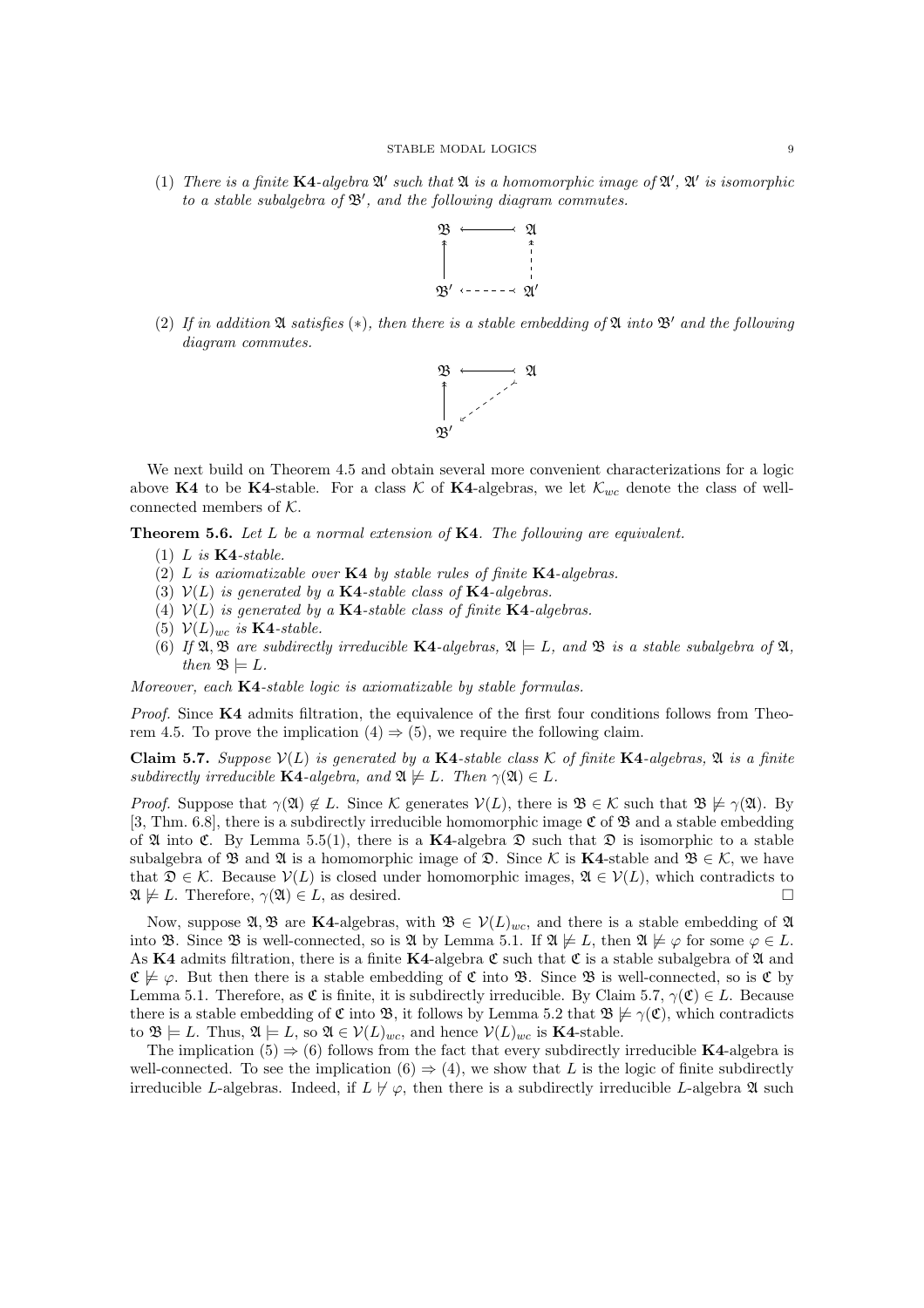(1) *There is a finite* **K4***-algebra* $\mathfrak{A}'$ *such that* $\mathfrak{A}$ *is a homomorphic image of* $\mathfrak{A}'$*,* $\mathfrak{A}'$ *is isomorphic to a stable subalgebra of* $\mathfrak{B}'$*, and the following diagram commutes.*

$$\begin{array}{ccc} \mathfrak{B} & \longleftarrow & \mathfrak{A} \\ \uparrow & & \uparrow \\ \mathfrak{B}' & \longleftarrow & \mathfrak{A}' \end{array}$$

(2) *If in addition* $\mathfrak{A}$ *satisfies* $(*)$*, then there is a stable embedding of* $\mathfrak{A}$ *into* $\mathfrak{B}'$ *and the following diagram commutes.*

$$\begin{array}{ccc} \mathfrak{B} & \longleftarrow & \mathfrak{A} \\ \uparrow & \swarrow & \\ \mathfrak{B}' & & \end{array}$$

We next build on Theorem 4.5 and obtain several more convenient characterizations for a logic above **K4** to be **K4**-stable. For a class $\mathcal{K}$ of **K4**-algebras, we let $\mathcal{K}_{wc}$ denote the class of well-connected members of $\mathcal{K}$.

**Theorem 5.6.** *Let* $L$ *be a normal extension of* **K4***. The following are equivalent.*

1. $L$ *is* **K4***-stable.*
2. $L$ *is axiomatizable over* **K4** *by stable rules of finite* **K4***-algebras.*
3. $\mathcal{V}(L)$ *is generated by a* **K4***-stable class of* **K4***-algebras.*
4. $\mathcal{V}(L)$ *is generated by a* **K4***-stable class of finite* **K4***-algebras.*
5. $\mathcal{V}(L)_{wc}$ *is* **K4***-stable.*
6. *If* $\mathfrak{A}, \mathfrak{B}$ *are subdirectly irreducible* **K4***-algebras,* $\mathfrak{A} \models L$*, and* $\mathfrak{B}$ *is a stable subalgebra of* $\mathfrak{A}$*, then* $\mathfrak{B} \models L$*.*

*Moreover, each* **K4***-stable logic is axiomatizable by stable formulas.*

*Proof.* Since **K4** admits filtration, the equivalence of the first four conditions follows from Theorem 4.5. To prove the implication (4) $\Rightarrow$ (5), we require the following claim.

**Claim 5.7.** *Suppose* $\mathcal{V}(L)$ *is generated by a* **K4***-stable class* $\mathcal{K}$ *of finite* **K4***-algebras,* $\mathfrak{A}$ *is a finite subdirectly irreducible* **K4***-algebra, and* $\mathfrak{A} \not\models L$*. Then* $\gamma(\mathfrak{A}) \in L$*.*

*Proof.* Suppose that $\gamma(\mathfrak{A}) \notin L$. Since $\mathcal{K}$ generates $\mathcal{V}(L)$, there is $\mathfrak{B} \in \mathcal{K}$ such that $\mathfrak{B} \not\models \gamma(\mathfrak{A})$. By [3, Thm. 6.8], there is a subdirectly irreducible homomorphic image $\mathfrak{C}$ of $\mathfrak{B}$ and a stable embedding of $\mathfrak{A}$ into $\mathfrak{C}$. By Lemma 5.5(1), there is a **K4**-algebra $\mathfrak{D}$ such that $\mathfrak{D}$ is isomorphic to a stable subalgebra of $\mathfrak{B}$ and $\mathfrak{A}$ is a homomorphic image of $\mathfrak{D}$. Since $\mathcal{K}$ is **K4**-stable and $\mathfrak{B} \in \mathcal{K}$, we have that $\mathfrak{D} \in \mathcal{K}$. Because $\mathcal{V}(L)$ is closed under homomorphic images, $\mathfrak{A} \in \mathcal{V}(L)$, which contradicts to $\mathfrak{A} \not\models L$. Therefore, $\gamma(\mathfrak{A}) \in L$, as desired. $\square$

Now, suppose $\mathfrak{A}, \mathfrak{B}$ are **K4**-algebras, with $\mathfrak{B} \in \mathcal{V}(L)_{wc}$, and there is a stable embedding of $\mathfrak{A}$ into $\mathfrak{B}$. Since $\mathfrak{B}$ is well-connected, so is $\mathfrak{A}$ by Lemma 5.1. If $\mathfrak{A} \not\models L$, then $\mathfrak{A} \not\models \varphi$ for some $\varphi \in L$. As **K4** admits filtration, there is a finite **K4**-algebra $\mathfrak{C}$ such that $\mathfrak{C}$ is a stable subalgebra of $\mathfrak{A}$ and $\mathfrak{C} \not\models \varphi$. But then there is a stable embedding of $\mathfrak{C}$ into $\mathfrak{B}$. Since $\mathfrak{B}$ is well-connected, so is $\mathfrak{C}$ by Lemma 5.1. Therefore, as $\mathfrak{C}$ is finite, it is subdirectly irreducible. By Claim 5.7, $\gamma(\mathfrak{C}) \in L$. Because there is a stable embedding of $\mathfrak{C}$ into $\mathfrak{B}$, it follows by Lemma 5.2 that $\mathfrak{B} \not\models \gamma(\mathfrak{C})$, which contradicts to $\mathfrak{B} \models L$. Thus, $\mathfrak{A} \models L$, so $\mathfrak{A} \in \mathcal{V}(L)_{wc}$, and hence $\mathcal{V}(L)_{wc}$ is **K4**-stable.

The implication (5) $\Rightarrow$ (6) follows from the fact that every subdirectly irreducible **K4**-algebra is well-connected. To see the implication (6) $\Rightarrow$ (4), we show that $L$ is the logic of finite subdirectly irreducible $L$-algebras. Indeed, if $L \not\vdash \varphi$, then there is a subdirectly irreducible $L$-algebra $\mathfrak{A}$ such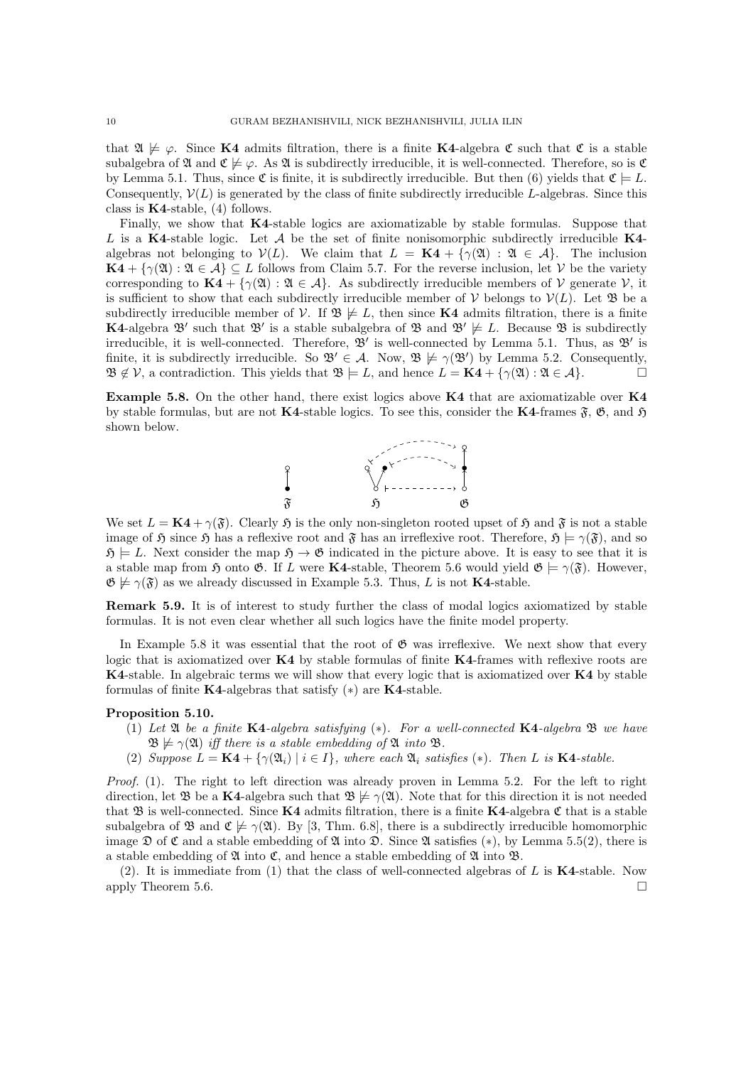that $\mathfrak{A} \not\models \varphi$. Since **K4** admits filtration, there is a finite **K4**-algebra $\mathfrak{C}$ such that $\mathfrak{C}$ is a stable subalgebra of $\mathfrak{A}$ and $\mathfrak{C} \not\models \varphi$. As $\mathfrak{A}$ is subdirectly irreducible, it is well-connected. Therefore, so is $\mathfrak{C}$ by Lemma 5.1. Thus, since $\mathfrak{C}$ is finite, it is subdirectly irreducible. But then (6) yields that $\mathfrak{C} \models L$. Consequently, $\mathcal{V}(L)$ is generated by the class of finite subdirectly irreducible $L$-algebras. Since this class is **K4**-stable, (4) follows.

Finally, we show that **K4**-stable logics are axiomatizable by stable formulas. Suppose that $L$ is a **K4**-stable logic. Let $\mathcal{A}$ be the set of finite nonisomorphic subdirectly irreducible **K4**-algebras not belonging to $\mathcal{V}(L)$. We claim that $L = \mathbf{K4} + \{\gamma(\mathfrak{A}) : \mathfrak{A} \in \mathcal{A}\}$. The inclusion $\mathbf{K4} + \{\gamma(\mathfrak{A}) : \mathfrak{A} \in \mathcal{A}\} \subseteq L$ follows from Claim 5.7. For the reverse inclusion, let $\mathcal{V}$ be the variety corresponding to $\mathbf{K4} + \{\gamma(\mathfrak{A}) : \mathfrak{A} \in \mathcal{A}\}$. As subdirectly irreducible members of $\mathcal{V}$ generate $\mathcal{V}$, it is sufficient to show that each subdirectly irreducible member of $\mathcal{V}$ belongs to $\mathcal{V}(L)$. Let $\mathfrak{B}$ be a subdirectly irreducible member of $\mathcal{V}$. If $\mathfrak{B} \not\models L$, then since **K4** admits filtration, there is a finite **K4**-algebra $\mathfrak{B}'$ such that $\mathfrak{B}'$ is a stable subalgebra of $\mathfrak{B}$ and $\mathfrak{B}' \not\models L$. Because $\mathfrak{B}$ is subdirectly irreducible, it is well-connected. Therefore, $\mathfrak{B}'$ is well-connected by Lemma 5.1. Thus, as $\mathfrak{B}'$ is finite, it is subdirectly irreducible. So $\mathfrak{B}' \in \mathcal{A}$. Now, $\mathfrak{B} \not\models \gamma(\mathfrak{B}')$ by Lemma 5.2. Consequently, $\mathfrak{B} \notin \mathcal{V}$, a contradiction. This yields that $\mathfrak{B} \models L$, and hence $L = \mathbf{K4} + \{\gamma(\mathfrak{A}) : \mathfrak{A} \in \mathcal{A}\}$. □

**Example 5.8.** On the other hand, there exist logics above **K4** that are axiomatizable over **K4** by stable formulas, but are not **K4**-stable logics. To see this, consider the **K4**-frames $\mathfrak{F}$, $\mathfrak{G}$, and $\mathfrak{H}$ shown below.

$\mathfrak{F}$ $\qquad$ $\mathfrak{H}$ $\qquad$ $\mathfrak{G}$

We set $L = \mathbf{K4} + \gamma(\mathfrak{F})$. Clearly $\mathfrak{H}$ is the only non-singleton rooted upset of $\mathfrak{H}$ and $\mathfrak{F}$ is not a stable image of $\mathfrak{H}$ since $\mathfrak{H}$ has a reflexive root and $\mathfrak{F}$ has an irreflexive root. Therefore, $\mathfrak{H} \models \gamma(\mathfrak{F})$, and so $\mathfrak{H} \models L$. Next consider the map $\mathfrak{H} \to \mathfrak{G}$ indicated in the picture above. It is easy to see that it is a stable map from $\mathfrak{H}$ onto $\mathfrak{G}$. If $L$ were **K4**-stable, Theorem 5.6 would yield $\mathfrak{G} \models \gamma(\mathfrak{F})$. However, $\mathfrak{G} \not\models \gamma(\mathfrak{F})$ as we already discussed in Example 5.3. Thus, $L$ is not **K4**-stable.

**Remark 5.9.** It is of interest to study further the class of modal logics axiomatized by stable formulas. It is not even clear whether all such logics have the finite model property.

In Example 5.8 it was essential that the root of $\mathfrak{G}$ was irreflexive. We next show that every logic that is axiomatized over **K4** by stable formulas of finite **K4**-frames with reflexive roots are **K4**-stable. In algebraic terms we will show that every logic that is axiomatized over **K4** by stable formulas of finite **K4**-algebras that satisfy $(*)$ are **K4**-stable.

**Proposition 5.10.**

1. *Let $\mathfrak{A}$ be a finite* **K4***-algebra satisfying $(*)$. For a well-connected* **K4***-algebra $\mathfrak{B}$ we have $\mathfrak{B} \not\models \gamma(\mathfrak{A})$ iff there is a stable embedding of $\mathfrak{A}$ into $\mathfrak{B}$.*
2. *Suppose $L = \mathbf{K4} + \{\gamma(\mathfrak{A}_i) \mid i \in I\}$, where each $\mathfrak{A}_i$ satisfies $(*)$. Then $L$ is* **K4***-stable.*

*Proof.* (1). The right to left direction was already proven in Lemma 5.2. For the left to right direction, let $\mathfrak{B}$ be a **K4**-algebra such that $\mathfrak{B} \not\models \gamma(\mathfrak{A})$. Note that for this direction it is not needed that $\mathfrak{B}$ is well-connected. Since **K4** admits filtration, there is a finite **K4**-algebra $\mathfrak{C}$ that is a stable subalgebra of $\mathfrak{B}$ and $\mathfrak{C} \not\models \gamma(\mathfrak{A})$. By [3, Thm. 6.8], there is a subdirectly irreducible homomorphic image $\mathfrak{D}$ of $\mathfrak{C}$ and a stable embedding of $\mathfrak{A}$ into $\mathfrak{D}$. Since $\mathfrak{A}$ satisfies $(*)$, by Lemma 5.5(2), there is a stable embedding of $\mathfrak{A}$ into $\mathfrak{C}$, and hence a stable embedding of $\mathfrak{A}$ into $\mathfrak{B}$.

(2). It is immediate from (1) that the class of well-connected algebras of $L$ is **K4**-stable. Now apply Theorem 5.6. □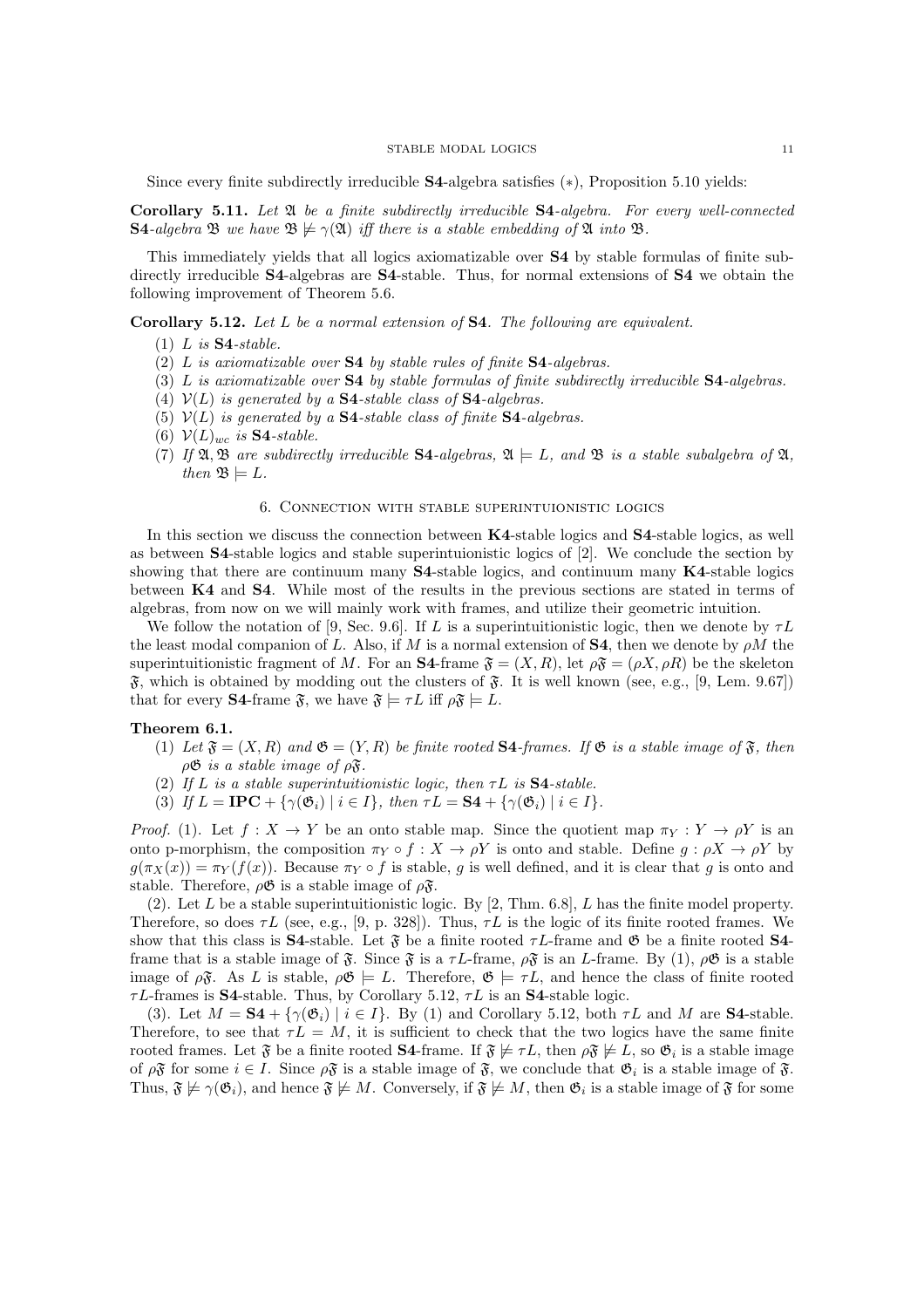Since every finite subdirectly irreducible **S4**-algebra satisfies $(*)$, Proposition 5.10 yields:

**Corollary 5.11.** *Let $\mathfrak{A}$ be a finite subdirectly irreducible* **S4**-*algebra. For every well-connected* **S4**-*algebra $\mathfrak{B}$ we have $\mathfrak{B} \not\models \gamma(\mathfrak{A})$ iff there is a stable embedding of $\mathfrak{A}$ into $\mathfrak{B}$.*

This immediately yields that all logics axiomatizable over **S4** by stable formulas of finite subdirectly irreducible **S4**-algebras are **S4**-stable. Thus, for normal extensions of **S4** we obtain the following improvement of Theorem 5.6.

**Corollary 5.12.** *Let $L$ be a normal extension of* **S4**. *The following are equivalent.*

1. *$L$ is* **S4**-*stable.*
2. *$L$ is axiomatizable over* **S4** *by stable rules of finite* **S4**-*algebras.*
3. *$L$ is axiomatizable over* **S4** *by stable formulas of finite subdirectly irreducible* **S4**-*algebras.*
4. *$\mathcal{V}(L)$ is generated by a* **S4**-*stable class of* **S4**-*algebras.*
5. *$\mathcal{V}(L)$ is generated by a* **S4**-*stable class of finite* **S4**-*algebras.*
6. *$\mathcal{V}(L)_{wc}$ is* **S4**-*stable.*
7. *If $\mathfrak{A}, \mathfrak{B}$ are subdirectly irreducible* **S4**-*algebras, $\mathfrak{A} \models L$, and $\mathfrak{B}$ is a stable subalgebra of $\mathfrak{A}$, then $\mathfrak{B} \models L$.*

## 6. Connection with stable superintuionistic logics

In this section we discuss the connection between **K4**-stable logics and **S4**-stable logics, as well as between **S4**-stable logics and stable superintuionistic logics of [2]. We conclude the section by showing that there are continuum many **S4**-stable logics, and continuum many **K4**-stable logics between **K4** and **S4**. While most of the results in the previous sections are stated in terms of algebras, from now on we will mainly work with frames, and utilize their geometric intuition.

We follow the notation of [9, Sec. 9.6]. If $L$ is a superintuitionistic logic, then we denote by $\tau L$ the least modal companion of $L$. Also, if $M$ is a normal extension of **S4**, then we denote by $\rho M$ the superintuitionistic fragment of $M$. For an **S4**-frame $\mathfrak{F} = (X, R)$, let $\rho\mathfrak{F} = (\rho X, \rho R)$ be the skeleton $\mathfrak{F}$, which is obtained by modding out the clusters of $\mathfrak{F}$. It is well known (see, e.g., [9, Lem. 9.67]) that for every **S4**-frame $\mathfrak{F}$, we have $\mathfrak{F} \models \tau L$ iff $\rho\mathfrak{F} \models L$.

**Theorem 6.1.**

1. *Let $\mathfrak{F} = (X, R)$ and $\mathfrak{G} = (Y, R)$ be finite rooted* **S4**-*frames. If $\mathfrak{G}$ is a stable image of $\mathfrak{F}$, then $\rho\mathfrak{G}$ is a stable image of $\rho\mathfrak{F}$.*
2. *If $L$ is a stable superintuitionistic logic, then $\tau L$ is* **S4**-*stable.*
3. *If $L = \mathbf{IPC} + \{\gamma(\mathfrak{G}_i) \mid i \in I\}$, then $\tau L = \mathbf{S4} + \{\gamma(\mathfrak{G}_i) \mid i \in I\}$.*

*Proof.* (1). Let $f : X \to Y$ be an onto stable map. Since the quotient map $\pi_Y : Y \to \rho Y$ is an onto p-morphism, the composition $\pi_Y \circ f : X \to \rho Y$ is onto and stable. Define $g : \rho X \to \rho Y$ by $g(\pi_X(x)) = \pi_Y(f(x))$. Because $\pi_Y \circ f$ is stable, $g$ is well defined, and it is clear that $g$ is onto and stable. Therefore, $\rho\mathfrak{G}$ is a stable image of $\rho\mathfrak{F}$.

(2). Let $L$ be a stable superintuitionistic logic. By [2, Thm. 6.8], $L$ has the finite model property. Therefore, so does $\tau L$ (see, e.g., [9, p. 328]). Thus, $\tau L$ is the logic of its finite rooted frames. We show that this class is **S4**-stable. Let $\mathfrak{F}$ be a finite rooted $\tau L$-frame and $\mathfrak{G}$ be a finite rooted **S4**-frame that is a stable image of $\mathfrak{F}$. Since $\mathfrak{F}$ is a $\tau L$-frame, $\rho\mathfrak{F}$ is an $L$-frame. By (1), $\rho\mathfrak{G}$ is a stable image of $\rho\mathfrak{F}$. As $L$ is stable, $\rho\mathfrak{G} \models L$. Therefore, $\mathfrak{G} \models \tau L$, and hence the class of finite rooted $\tau L$-frames is **S4**-stable. Thus, by Corollary 5.12, $\tau L$ is an **S4**-stable logic.

(3). Let $M = \mathbf{S4} + \{\gamma(\mathfrak{G}_i) \mid i \in I\}$. By (1) and Corollary 5.12, both $\tau L$ and $M$ are **S4**-stable. Therefore, to see that $\tau L = M$, it is sufficient to check that the two logics have the same finite rooted frames. Let $\mathfrak{F}$ be a finite rooted **S4**-frame. If $\mathfrak{F} \not\models \tau L$, then $\rho\mathfrak{F} \not\models L$, so $\mathfrak{G}_i$ is a stable image of $\rho\mathfrak{F}$ for some $i \in I$. Since $\rho\mathfrak{F}$ is a stable image of $\mathfrak{F}$, we conclude that $\mathfrak{G}_i$ is a stable image of $\mathfrak{F}$. Thus, $\mathfrak{F} \not\models \gamma(\mathfrak{G}_i)$, and hence $\mathfrak{F} \not\models M$. Conversely, if $\mathfrak{F} \not\models M$, then $\mathfrak{G}_i$ is a stable image of $\mathfrak{F}$ for some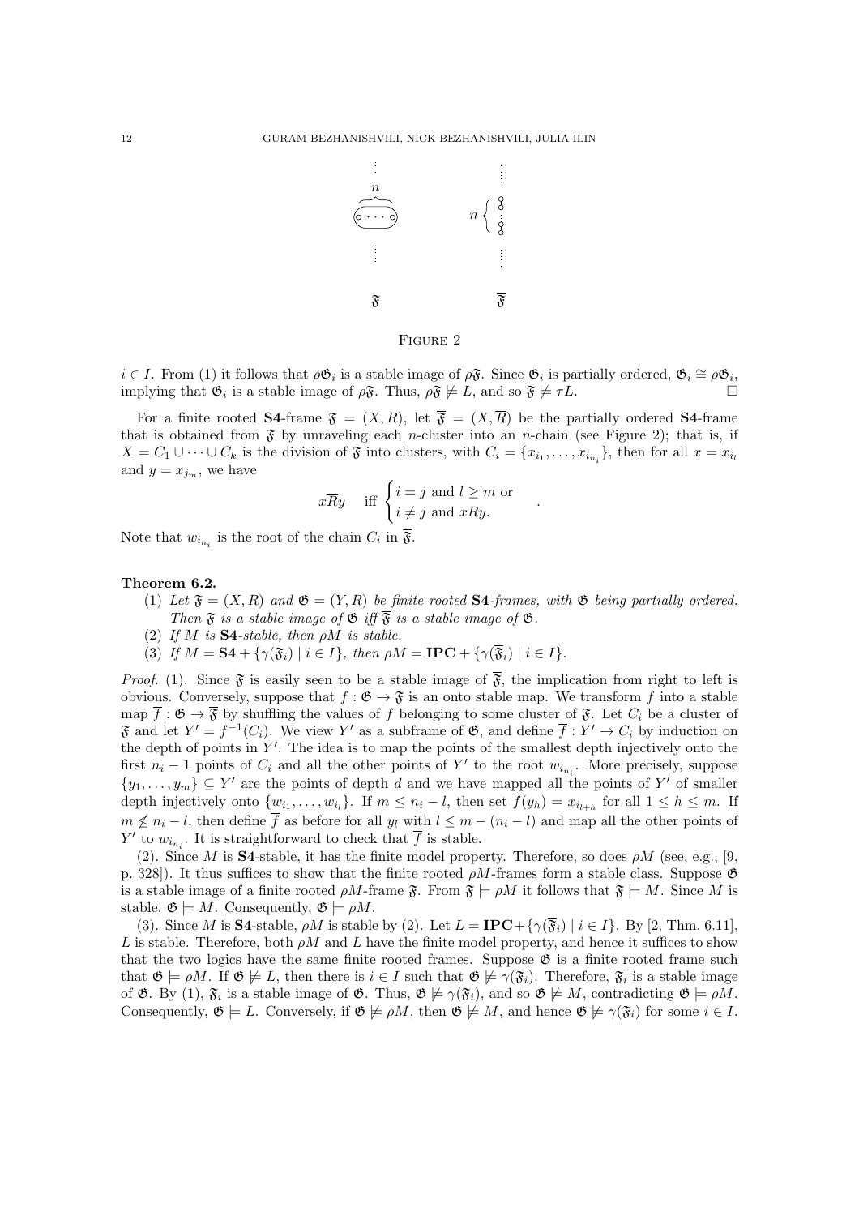FIGURE 2

$i \in I$. From (1) it follows that $\rho\mathfrak{G}_i$ is a stable image of $\rho\mathfrak{F}$. Since $\mathfrak{G}_i$ is partially ordered, $\mathfrak{G}_i \cong \rho\mathfrak{G}_i$, implying that $\mathfrak{G}_i$ is a stable image of $\rho\mathfrak{F}$. Thus, $\rho\mathfrak{F} \not\models L$, and so $\mathfrak{F} \not\models \tau L$. □

For a finite rooted **S4**-frame $\mathfrak{F} = (X, R)$, let $\overline{\mathfrak{F}} = (X, \overline{R})$ be the partially ordered **S4**-frame that is obtained from $\mathfrak{F}$ by unraveling each $n$-cluster into an $n$-chain (see Figure 2); that is, if $X = C_1 \cup \cdots \cup C_k$ is the division of $\mathfrak{F}$ into clusters, with $C_i = \{x_{i_1}, \dots, x_{i_{n_i}}\}$, then for all $x = x_{i_l}$ and $y = x_{j_m}$, we have

$$x\overline{R}y \quad \text{iff} \quad \begin{cases} i = j \text{ and } l \geq m \text{ or} \\ i \neq j \text{ and } xRy. \end{cases}$$

Note that $w_{i_{n_i}}$ is the root of the chain $C_i$ in $\overline{\mathfrak{F}}$.

**Theorem 6.2.**

1. *Let $\mathfrak{F} = (X, R)$ and $\mathfrak{G} = (Y, R)$ be finite rooted* **S4***-frames, with $\mathfrak{G}$ being partially ordered. Then $\mathfrak{F}$ is a stable image of $\mathfrak{G}$ iff $\overline{\mathfrak{F}}$ is a stable image of $\mathfrak{G}$.*
2. *If $M$ is* **S4***-stable, then $\rho M$ is stable.*
3. *If $M = \mathbf{S4} + \{\gamma(\mathfrak{F}_i) \mid i \in I\}$, then $\rho M = \mathbf{IPC} + \{\gamma(\overline{\mathfrak{F}}_i) \mid i \in I\}$.*

*Proof.* (1). Since $\mathfrak{F}$ is easily seen to be a stable image of $\overline{\mathfrak{F}}$, the implication from right to left is obvious. Conversely, suppose that $f : \mathfrak{G} \to \mathfrak{F}$ is an onto stable map. We transform $f$ into a stable map $\overline{f} : \mathfrak{G} \to \overline{\mathfrak{F}}$ by shuffling the values of $f$ belonging to some cluster of $\mathfrak{F}$. Let $C_i$ be a cluster of $\mathfrak{F}$ and let $Y' = f^{-1}(C_i)$. We view $Y'$ as a subframe of $\mathfrak{G}$, and define $\overline{f} : Y' \to C_i$ by induction on the depth of points in $Y'$. The idea is to map the points of the smallest depth injectively onto the first $n_i - 1$ points of $C_i$ and all the other points of $Y'$ to the root $w_{i_{n_i}}$. More precisely, suppose $\{y_1, \dots, y_m\} \subseteq Y'$ are the points of depth $d$ and we have mapped all the points of $Y'$ of smaller depth injectively onto $\{w_{i_1}, \dots, w_{i_l}\}$. If $m \leq n_i - l$, then set $\overline{f}(y_h) = x_{i_{l+h}}$ for all $1 \leq h \leq m$. If $m \not\leq n_i - l$, then define $\overline{f}$ as before for all $y_l$ with $l \leq m - (n_i - l)$ and map all the other points of $Y'$ to $w_{i_{n_i}}$. It is straightforward to check that $\overline{f}$ is stable.

(2). Since $M$ is **S4**-stable, it has the finite model property. Therefore, so does $\rho M$ (see, e.g., [9, p. 328]). It thus suffices to show that the finite rooted $\rho M$-frames form a stable class. Suppose $\mathfrak{G}$ is a stable image of a finite rooted $\rho M$-frame $\mathfrak{F}$. From $\mathfrak{F} \models \rho M$ it follows that $\mathfrak{F} \models M$. Since $M$ is stable, $\mathfrak{G} \models M$. Consequently, $\mathfrak{G} \models \rho M$.

(3). Since $M$ is **S4**-stable, $\rho M$ is stable by (2). Let $L = \mathbf{IPC} + \{\gamma(\overline{\mathfrak{F}}_i) \mid i \in I\}$. By [2, Thm. 6.11], $L$ is stable. Therefore, both $\rho M$ and $L$ have the finite model property, and hence it suffices to show that the two logics have the same finite rooted frames. Suppose $\mathfrak{G}$ is a finite rooted frame such that $\mathfrak{G} \models \rho M$. If $\mathfrak{G} \not\models L$, then there is $i \in I$ such that $\mathfrak{G} \not\models \gamma(\overline{\mathfrak{F}}_i)$. Therefore, $\overline{\mathfrak{F}}_i$ is a stable image of $\mathfrak{G}$. By (1), $\mathfrak{F}_i$ is a stable image of $\mathfrak{G}$. Thus, $\mathfrak{G} \not\models \gamma(\mathfrak{F}_i)$, and so $\mathfrak{G} \not\models M$, contradicting $\mathfrak{G} \models \rho M$. Consequently, $\mathfrak{G} \models L$. Conversely, if $\mathfrak{G} \not\models \rho M$, then $\mathfrak{G} \not\models M$, and hence $\mathfrak{G} \not\models \gamma(\mathfrak{F}_i)$ for some $i \in I$.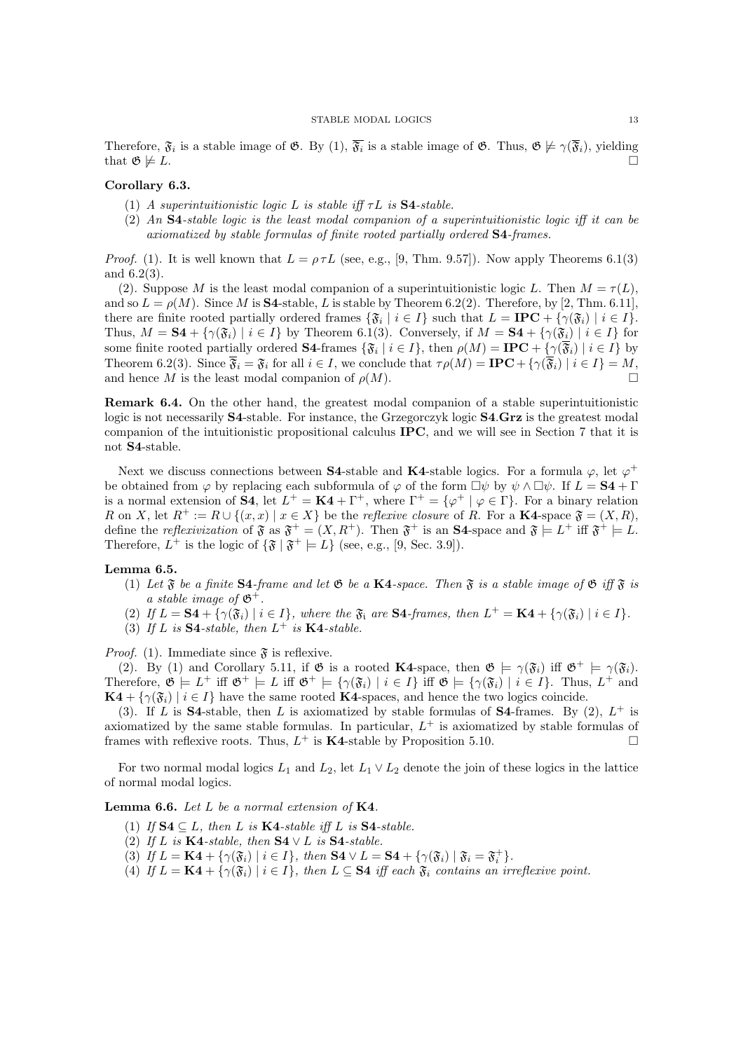Therefore, $\mathfrak{F}_i$ is a stable image of $\mathfrak{G}$. By (1), $\overline{\mathfrak{F}_i}$ is a stable image of $\mathfrak{G}$. Thus, $\mathfrak{G} \not\models \gamma(\overline{\mathfrak{F}}_i)$, yielding that $\mathfrak{G} \not\models L$. □

**Corollary 6.3.**

1. *A superintuitionistic logic $L$ is stable iff $\tau L$ is* **S4***-stable.*
2. *An* **S4***-stable logic is the least modal companion of a superintuitionistic logic iff it can be axiomatized by stable formulas of finite rooted partially ordered* **S4***-frames.*

*Proof.* (1). It is well known that $L = \rho\tau L$ (see, e.g., [9, Thm. 9.57]). Now apply Theorems 6.1(3) and 6.2(3).

(2). Suppose $M$ is the least modal companion of a superintuitionistic logic $L$. Then $M = \tau(L)$, and so $L = \rho(M)$. Since $M$ is **S4**-stable, $L$ is stable by Theorem 6.2(2). Therefore, by [2, Thm. 6.11], there are finite rooted partially ordered frames $\{\mathfrak{F}_i \mid i \in I\}$ such that $L = \mathbf{IPC} + \{\gamma(\mathfrak{F}_i) \mid i \in I\}$. Thus, $M = \mathbf{S4} + \{\gamma(\mathfrak{F}_i) \mid i \in I\}$ by Theorem 6.1(3). Conversely, if $M = \mathbf{S4} + \{\gamma(\mathfrak{F}_i) \mid i \in I\}$ for some finite rooted partially ordered **S4**-frames $\{\mathfrak{F}_i \mid i \in I\}$, then $\rho(M) = \mathbf{IPC} + \{\gamma(\overline{\mathfrak{F}}_i) \mid i \in I\}$ by Theorem 6.2(3). Since $\overline{\mathfrak{F}}_i = \mathfrak{F}_i$ for all $i \in I$, we conclude that $\tau\rho(M) = \mathbf{IPC} + \{\gamma(\overline{\mathfrak{F}}_i) \mid i \in I\} = M$, and hence $M$ is the least modal companion of $\rho(M)$. □

**Remark 6.4.** On the other hand, the greatest modal companion of a stable superintuitionistic logic is not necessarily **S4**-stable. For instance, the Grzegorczyk logic **S4.Grz** is the greatest modal companion of the intuitionistic propositional calculus **IPC**, and we will see in Section 7 that it is not **S4**-stable.

Next we discuss connections between **S4**-stable and **K4**-stable logics. For a formula $\varphi$, let $\varphi^+$ be obtained from $\varphi$ by replacing each subformula of $\varphi$ of the form $\Box\psi$ by $\psi \wedge \Box\psi$. If $L = \mathbf{S4} + \Gamma$ is a normal extension of **S4**, let $L^+ = \mathbf{K4} + \Gamma^+$, where $\Gamma^+ = \{\varphi^+ \mid \varphi \in \Gamma\}$. For a binary relation $R$ on $X$, let $R^+ := R \cup \{(x, x) \mid x \in X\}$ be the *reflexive closure* of $R$. For a **K4**-space $\mathfrak{F} = (X, R)$, define the *reflexivization* of $\mathfrak{F}$ as $\mathfrak{F}^+ = (X, R^+)$. Then $\mathfrak{F}^+$ is an **S4**-space and $\mathfrak{F} \models L^+$ iff $\mathfrak{F}^+ \models L$. Therefore, $L^+$ is the logic of $\{\mathfrak{F} \mid \mathfrak{F}^+ \models L\}$ (see, e.g., [9, Sec. 3.9]).

**Lemma 6.5.**

1. *Let $\mathfrak{F}$ be a finite* **S4***-frame and let $\mathfrak{G}$ be a* **K4***-space. Then $\mathfrak{F}$ is a stable image of $\mathfrak{G}$ iff $\mathfrak{F}$ is a stable image of $\mathfrak{G}^+$.*
2. *If $L = \mathbf{S4} + \{\gamma(\mathfrak{F}_i) \mid i \in I\}$, where the $\mathfrak{F}_i$ are* **S4***-frames, then $L^+ = \mathbf{K4} + \{\gamma(\mathfrak{F}_i) \mid i \in I\}$.*
3. *If $L$ is* **S4***-stable, then $L^+$ is* **K4***-stable.*

*Proof.* (1). Immediate since $\mathfrak{F}$ is reflexive.

(2). By (1) and Corollary 5.11, if $\mathfrak{G}$ is a rooted **K4**-space, then $\mathfrak{G} \models \gamma(\mathfrak{F}_i)$ iff $\mathfrak{G}^+ \models \gamma(\mathfrak{F}_i)$. Therefore, $\mathfrak{G} \models L^+$ iff $\mathfrak{G}^+ \models L$ iff $\mathfrak{G}^+ \models \{\gamma(\mathfrak{F}_i) \mid i \in I\}$ iff $\mathfrak{G} \models \{\gamma(\mathfrak{F}_i) \mid i \in I\}$. Thus, $L^+$ and $\mathbf{K4} + \{\gamma(\mathfrak{F}_i) \mid i \in I\}$ have the same rooted **K4**-spaces, and hence the two logics coincide.

(3). If $L$ is **S4**-stable, then $L$ is axiomatized by stable formulas of **S4**-frames. By (2), $L^+$ is axiomatized by the same stable formulas. In particular, $L^+$ is axiomatized by stable formulas of frames with reflexive roots. Thus, $L^+$ is **K4**-stable by Proposition 5.10. □

For two normal modal logics $L_1$ and $L_2$, let $L_1 \vee L_2$ denote the join of these logics in the lattice of normal modal logics.

**Lemma 6.6.** *Let $L$ be a normal extension of* **K4***.*

1. *If $\mathbf{S4} \subseteq L$, then $L$ is* **K4***-stable iff $L$ is* **S4***-stable.*
2. *If $L$ is* **K4***-stable, then $\mathbf{S4} \vee L$ is* **S4***-stable.*
3. *If $L = \mathbf{K4} + \{\gamma(\mathfrak{F}_i) \mid i \in I\}$, then $\mathbf{S4} \vee L = \mathbf{S4} + \{\gamma(\mathfrak{F}_i) \mid \mathfrak{F}_i = \mathfrak{F}_i^+\}$.*
4. *If $L = \mathbf{K4} + \{\gamma(\mathfrak{F}_i) \mid i \in I\}$, then $L \subseteq \mathbf{S4}$ iff each $\mathfrak{F}_i$ contains an irreflexive point.*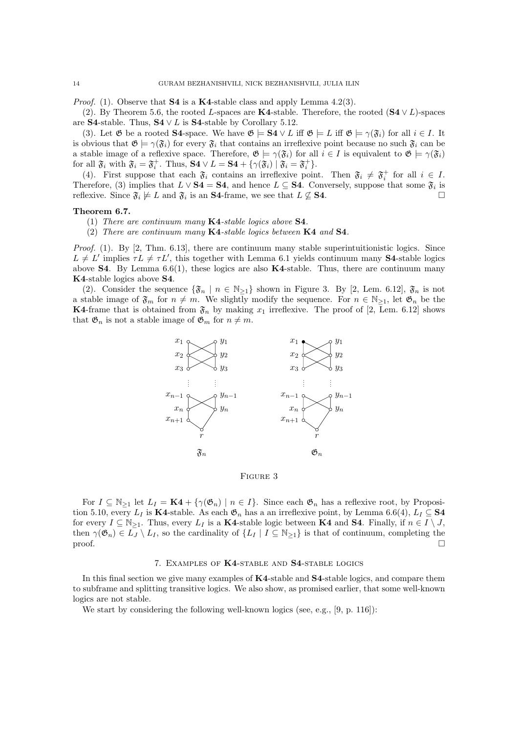*Proof.* (1). Observe that **S4** is a **K4**-stable class and apply Lemma 4.2(3).

(2). By Theorem 5.6, the rooted $L$-spaces are **K4**-stable. Therefore, the rooted $(\mathbf{S4} \vee L)$-spaces are **S4**-stable. Thus, $\mathbf{S4} \vee L$ is **S4**-stable by Corollary 5.12.

(3). Let $\mathfrak{G}$ be a rooted **S4**-space. We have $\mathfrak{G} \models \mathbf{S4} \vee L$ iff $\mathfrak{G} \models L$ iff $\mathfrak{G} \models \gamma(\mathfrak{F}_i)$ for all $i \in I$. It is obvious that $\mathfrak{G} \models \gamma(\mathfrak{F}_i)$ for every $\mathfrak{F}_i$ that contains an irreflexive point because no such $\mathfrak{F}_i$ can be a stable image of a reflexive space. Therefore, $\mathfrak{G} \models \gamma(\mathfrak{F}_i)$ for all $i \in I$ is equivalent to $\mathfrak{G} \models \gamma(\mathfrak{F}_i)$ for all $\mathfrak{F}_i$ with $\mathfrak{F}_i = \mathfrak{F}_i^+$. Thus, $\mathbf{S4} \vee L = \mathbf{S4} + \{\gamma(\mathfrak{F}_i) \mid \mathfrak{F}_i = \mathfrak{F}_i^+\}$.

(4). First suppose that each $\mathfrak{F}_i$ contains an irreflexive point. Then $\mathfrak{F}_i \neq \mathfrak{F}_i^+$ for all $i \in I$. Therefore, (3) implies that $L \vee \mathbf{S4} = \mathbf{S4}$, and hence $L \subseteq \mathbf{S4}$. Conversely, suppose that some $\mathfrak{F}_i$ is reflexive. Since $\mathfrak{F}_i \not\models L$ and $\mathfrak{F}_i$ is an **S4**-frame, we see that $L \not\subseteq \mathbf{S4}$. □

**Theorem 6.7.**

(1) *There are continuum many* **K4***-stable logics above* **S4***.*

(2) *There are continuum many* **K4***-stable logics between* **K4** *and* **S4***.*

*Proof.* (1). By [2, Thm. 6.13], there are continuum many stable superintuitionistic logics. Since $L \neq L'$ implies $\tau L \neq \tau L'$, this together with Lemma 6.1 yields continuum many **S4**-stable logics above **S4**. By Lemma 6.6(1), these logics are also **K4**-stable. Thus, there are continuum many **K4**-stable logics above **S4**.

(2). Consider the sequence $\{\mathfrak{F}_n \mid n \in \mathbb{N}_{\geq 1}\}$ shown in Figure 3. By [2, Lem. 6.12], $\mathfrak{F}_n$ is not a stable image of $\mathfrak{F}_m$ for $n \neq m$. We slightly modify the sequence. For $n \in \mathbb{N}_{\geq 1}$, let $\mathfrak{G}_n$ be the **K4**-frame that is obtained from $\mathfrak{F}_n$ by making $x_1$ irreflexive. The proof of [2, Lem. 6.12] shows that $\mathfrak{G}_n$ is not a stable image of $\mathfrak{G}_m$ for $n \neq m$.

$\mathfrak{F}_n$ $\qquad\qquad$ $\mathfrak{G}_n$

Figure 3

For $I \subseteq \mathbb{N}_{\geq 1}$ let $L_I = \mathbf{K4} + \{\gamma(\mathfrak{G}_n) \mid n \in I\}$. Since each $\mathfrak{G}_n$ has a reflexive root, by Proposition 5.10, every $L_I$ is **K4**-stable. As each $\mathfrak{G}_n$ has a an irreflexive point, by Lemma 6.6(4), $L_I \subseteq \mathbf{S4}$ for every $I \subseteq \mathbb{N}_{\geq 1}$. Thus, every $L_I$ is a **K4**-stable logic between **K4** and **S4**. Finally, if $n \in I \setminus J$, then $\gamma(\mathfrak{G}_n) \in L_J \setminus L_I$, so the cardinality of $\{L_I \mid I \subseteq \mathbb{N}_{\geq 1}\}$ is that of continuum, completing the proof. □

## 7. Examples of K4-stable and S4-stable logics

In this final section we give many examples of **K4**-stable and **S4**-stable logics, and compare them to subframe and splitting transitive logics. We also show, as promised earlier, that some well-known logics are not stable.

We start by considering the following well-known logics (see, e.g., [9, p. 116]):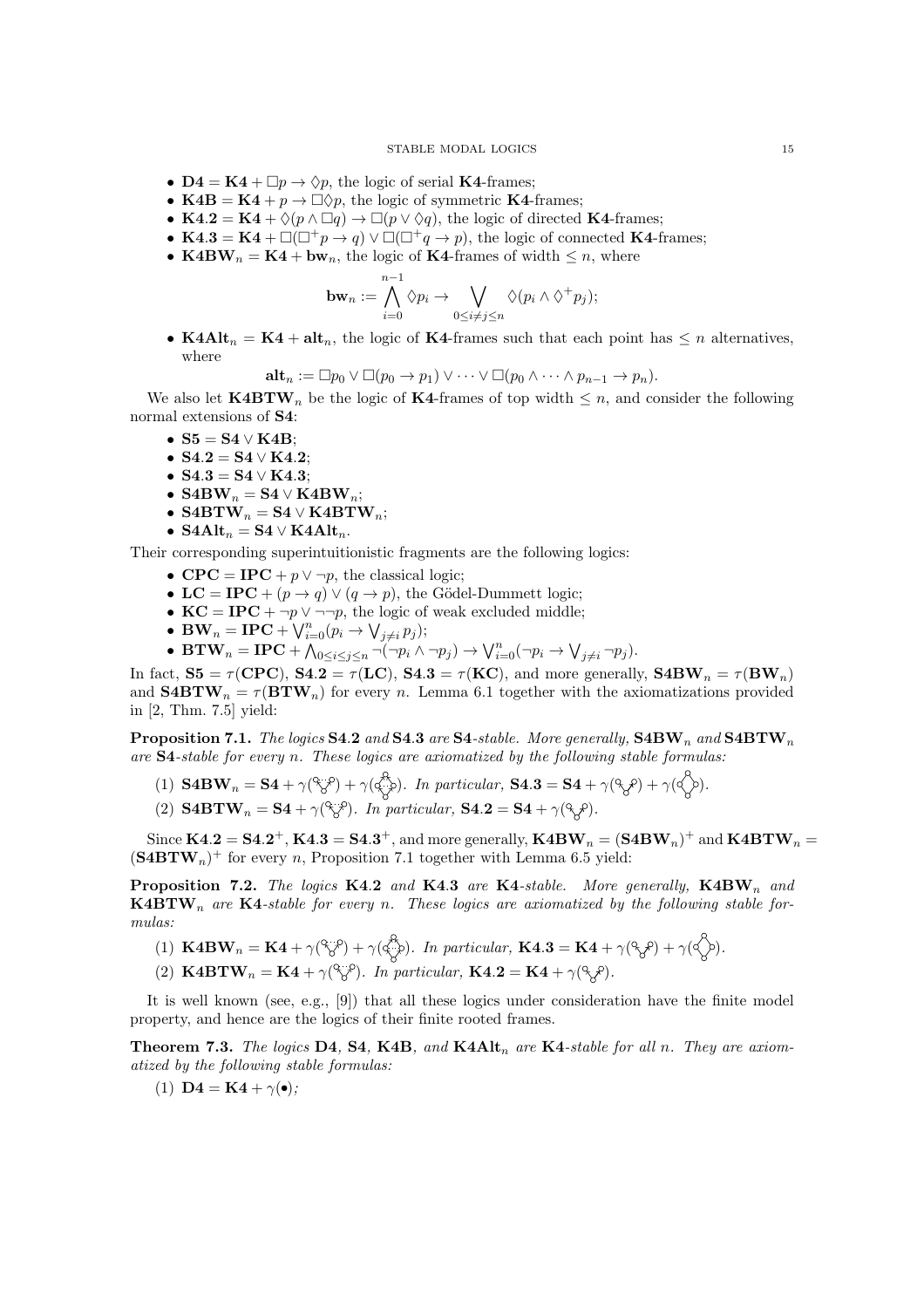- $\mathbf{D4} = \mathbf{K4} + \Box p \to \Diamond p$, the logic of serial $\mathbf{K4}$-frames;
- $\mathbf{K4B} = \mathbf{K4} + p \to \Box\Diamond p$, the logic of symmetric $\mathbf{K4}$-frames;
- $\mathbf{K4.2} = \mathbf{K4} + \Diamond(p \wedge \Box q) \to \Box(p \vee \Diamond q)$, the logic of directed $\mathbf{K4}$-frames;
- $\mathbf{K4.3} = \mathbf{K4} + \Box(\Box^+ p \to q) \vee \Box(\Box^+ q \to p)$, the logic of connected $\mathbf{K4}$-frames;
- $\mathbf{K4BW}_n = \mathbf{K4} + \mathbf{bw}_n$, the logic of $\mathbf{K4}$-frames of width $\leq n$, where

$$\mathbf{bw}_n := \bigwedge_{i=0}^{n-1} \Diamond p_i \to \bigvee_{0 \leq i \neq j \leq n} \Diamond(p_i \wedge \Diamond^+ p_j);$$

- $\mathbf{K4Alt}_n = \mathbf{K4} + \mathbf{alt}_n$, the logic of $\mathbf{K4}$-frames such that each point has $\leq n$ alternatives, where

$$\mathbf{alt}_n := \Box p_0 \vee \Box(p_0 \to p_1) \vee \cdots \vee \Box(p_0 \wedge \cdots \wedge p_{n-1} \to p_n).$$

We also let $\mathbf{K4BTW}_n$ be the logic of $\mathbf{K4}$-frames of top width $\leq n$, and consider the following normal extensions of $\mathbf{S4}$:

- $\mathbf{S5} = \mathbf{S4} \vee \mathbf{K4B}$;
- $\mathbf{S4.2} = \mathbf{S4} \vee \mathbf{K4.2}$;
- $\mathbf{S4.3} = \mathbf{S4} \vee \mathbf{K4.3}$;
- $\mathbf{S4BW}_n = \mathbf{S4} \vee \mathbf{K4BW}_n$;
- $\mathbf{S4BTW}_n = \mathbf{S4} \vee \mathbf{K4BTW}_n$;
- $\mathbf{S4Alt}_n = \mathbf{S4} \vee \mathbf{K4Alt}_n$.

Their corresponding superintuitionistic fragments are the following logics:

- $\mathbf{CPC} = \mathbf{IPC} + p \vee \neg p$, the classical logic;
- $\mathbf{LC} = \mathbf{IPC} + (p \to q) \vee (q \to p)$, the Gödel-Dummett logic;
- $\mathbf{KC} = \mathbf{IPC} + \neg p \vee \neg\neg p$, the logic of weak excluded middle;
- $\mathbf{BW}_n = \mathbf{IPC} + \bigvee_{i=0}^{n}(p_i \to \bigvee_{j \neq i} p_j)$;
- $\mathbf{BTW}_n = \mathbf{IPC} + \bigwedge_{0 \leq i < j \leq n} \neg(\neg p_i \wedge \neg p_j) \to \bigvee_{i=0}^{n}(\neg p_i \to \bigvee_{j \neq i} \neg p_j)$.

In fact, $\mathbf{S5} = \tau(\mathbf{CPC})$, $\mathbf{S4.2} = \tau(\mathbf{LC})$, $\mathbf{S4.3} = \tau(\mathbf{KC})$, and more generally, $\mathbf{S4BW}_n = \tau(\mathbf{BW}_n)$ and $\mathbf{S4BTW}_n = \tau(\mathbf{BTW}_n)$ for every $n$. Lemma 6.1 together with the axiomatizations provided in [2, Thm. 7.5] yield:

**Proposition 7.1.** *The logics* $\mathbf{S4.2}$ *and* $\mathbf{S4.3}$ *are* $\mathbf{S4}$*-stable. More generally,* $\mathbf{S4BW}_n$ *and* $\mathbf{S4BTW}_n$ *are* $\mathbf{S4}$*-stable for every* $n$*. These logics are axiomatized by the following stable formulas:*

1. $\mathbf{S4BW}_n = \mathbf{S4} + \gamma(\cdots) + \gamma(\cdots)$*. In particular,* $\mathbf{S4.3} = \mathbf{S4} + \gamma(\cdots) + \gamma(\cdots)$*.*
2. $\mathbf{S4BTW}_n = \mathbf{S4} + \gamma(\cdots)$*. In particular,* $\mathbf{S4.2} = \mathbf{S4} + \gamma(\cdots)$*.*

Since $\mathbf{K4.2} = \mathbf{S4.2}^+$, $\mathbf{K4.3} = \mathbf{S4.3}^+$, and more generally, $\mathbf{K4BW}_n = (\mathbf{S4BW}_n)^+$ and $\mathbf{K4BTW}_n = (\mathbf{S4BTW}_n)^+$ for every $n$, Proposition 7.1 together with Lemma 6.5 yield:

**Proposition 7.2.** *The logics* $\mathbf{K4.2}$ *and* $\mathbf{K4.3}$ *are* $\mathbf{K4}$*-stable. More generally,* $\mathbf{K4BW}_n$ *and* $\mathbf{K4BTW}_n$ *are* $\mathbf{K4}$*-stable for every* $n$*. These logics are axiomatized by the following stable formulas:*

1. $\mathbf{K4BW}_n = \mathbf{K4} + \gamma(\cdots) + \gamma(\cdots)$*. In particular,* $\mathbf{K4.3} = \mathbf{K4} + \gamma(\cdots) + \gamma(\cdots)$*.*
2. $\mathbf{K4BTW}_n = \mathbf{K4} + \gamma(\cdots)$*. In particular,* $\mathbf{K4.2} = \mathbf{K4} + \gamma(\cdots)$*.*

It is well known (see, e.g., [9]) that all these logics under consideration have the finite model property, and hence are the logics of their finite rooted frames.

**Theorem 7.3.** *The logics* $\mathbf{D4}$*,* $\mathbf{S4}$*,* $\mathbf{K4B}$*, and* $\mathbf{K4Alt}_n$ *are* $\mathbf{K4}$*-stable for all* $n$*. They are axiomatized by the following stable formulas:*

1. $\mathbf{D4} = \mathbf{K4} + \gamma(\bullet)$*;*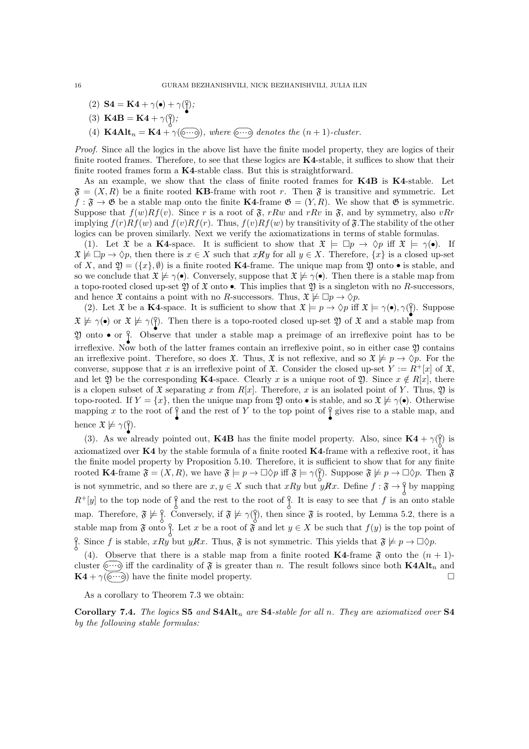(2) $\mathbf{S4} = \mathbf{K4} + \gamma(\bullet) + \gamma(\substack{\circ \\ | \\ \bullet})$;

(3) $\mathbf{K4B} = \mathbf{K4} + \gamma(\substack{\circ \\ | \\ \circ})$;

(4) $\mathbf{K4Alt}_n = \mathbf{K4} + \gamma(\circ\cdots\circ)$, *where* $(\circ\cdots\circ)$ *denotes the* $(n+1)$*-cluster.*

*Proof.* Since all the logics in the above list have the finite model property, they are logics of their finite rooted frames. Therefore, to see that these logics are $\mathbf{K4}$-stable, it suffices to show that their finite rooted frames form a $\mathbf{K4}$-stable class. But this is straightforward.

As an example, we show that the class of finite rooted frames for $\mathbf{K4B}$ is $\mathbf{K4}$-stable. Let $\mathfrak{F} = (X, R)$ be a finite rooted $\mathbf{KB}$-frame with root $r$. Then $\mathfrak{F}$ is transitive and symmetric. Let $f : \mathfrak{F} \to \mathfrak{G}$ be a stable map onto the finite $\mathbf{K4}$-frame $\mathfrak{G} = (Y, R)$. We show that $\mathfrak{G}$ is symmetric. Suppose that $f(w)Rf(v)$. Since $r$ is a root of $\mathfrak{F}$, $rRw$ and $rRv$ in $\mathfrak{F}$, and by symmetry, also $vRr$ implying $f(r)Rf(w)$ and $f(v)Rf(r)$. Thus, $f(v)Rf(w)$ by transitivity of $\mathfrak{F}$.The stability of the other logics can be proven similarly. Next we verify the axiomatizations in terms of stable formulas.

(1). Let $\mathfrak{X}$ be a $\mathbf{K4}$-space. It is sufficient to show that $\mathfrak{X} \models \Box p \to \Diamond p$ iff $\mathfrak{X} \models \gamma(\bullet)$. If $\mathfrak{X} \not\models \Box p \to \Diamond p$, then there is $x \in X$ such that $x \not R y$ for all $y \in X$. Therefore, $\{x\}$ is a closed up-set of $X$, and $\mathfrak{Y} = (\{x\}, \emptyset)$ is a finite rooted $\mathbf{K4}$-frame. The unique map from $\mathfrak{Y}$ onto $\bullet$ is stable, and so we conclude that $\mathfrak{X} \not\models \gamma(\bullet)$. Conversely, suppose that $\mathfrak{X} \not\models \gamma(\bullet)$. Then there is a stable map from a topo-rooted closed up-set $\mathfrak{Y}$ of $\mathfrak{X}$ onto $\bullet$. This implies that $\mathfrak{Y}$ is a singleton with no $R$-successors, and hence $\mathfrak{X}$ contains a point with no $R$-successors. Thus, $\mathfrak{X} \not\models \Box p \to \Diamond p$.

(2). Let $\mathfrak{X}$ be a $\mathbf{K4}$-space. It is sufficient to show that $\mathfrak{X} \models p \to \Diamond p$ iff $\mathfrak{X} \models \gamma(\bullet), \gamma(\substack{\circ \\ | \\ \bullet})$. Suppose $\mathfrak{X} \not\models \gamma(\bullet)$ or $\mathfrak{X} \not\models \gamma(\substack{\circ \\ | \\ \bullet})$. Then there is a topo-rooted closed up-set $\mathfrak{Y}$ of $\mathfrak{X}$ and a stable map from $\mathfrak{Y}$ onto $\bullet$ or $\substack{\circ \\ | \\ \bullet}$. Observe that under a stable map a preimage of an irreflexive point has to be irreflexive. Now both of the latter frames contain an irreflexive point, so in either case $\mathfrak{Y}$ contains an irreflexive point. Therefore, so does $\mathfrak{X}$. Thus, $\mathfrak{X}$ is not reflexive, and so $\mathfrak{X} \not\models p \to \Diamond p$. For the converse, suppose that $x$ is an irreflexive point of $\mathfrak{X}$. Consider the closed up-set $Y := R^+[x]$ of $\mathfrak{X}$, and let $\mathfrak{Y}$ be the corresponding $\mathbf{K4}$-space. Clearly $x$ is a unique root of $\mathfrak{Y}$. Since $x \notin R[x]$, there is a clopen subset of $\mathfrak{X}$ separating $x$ from $R[x]$. Therefore, $x$ is an isolated point of $Y$. Thus, $\mathfrak{Y}$ is topo-rooted. If $Y = \{x\}$, then the unique map from $\mathfrak{Y}$ onto $\bullet$ is stable, and so $\mathfrak{X} \not\models \gamma(\bullet)$. Otherwise mapping $x$ to the root of $\substack{\circ \\ | \\ \bullet}$ and the rest of $Y$ to the top point of $\substack{\circ \\ | \\ \bullet}$ gives rise to a stable map, and hence $\mathfrak{X} \not\models \gamma(\substack{\circ \\ | \\ \bullet})$.

(3). As we already pointed out, $\mathbf{K4B}$ has the finite model property. Also, since $\mathbf{K4} + \gamma(\substack{\circ \\ | \\ \circ})$ is axiomatized over $\mathbf{K4}$ by the stable formula of a finite rooted $\mathbf{K4}$-frame with a reflexive root, it has the finite model property by Proposition 5.10. Therefore, it is sufficient to show that for any finite rooted $\mathbf{K4}$-frame $\mathfrak{F} = (X, R)$, we have $\mathfrak{F} \models p \to \Box\Diamond p$ iff $\mathfrak{F} \models \gamma(\substack{\circ \\ | \\ \circ})$. Suppose $\mathfrak{F} \not\models p \to \Box\Diamond p$. Then $\mathfrak{F}$ is not symmetric, and so there are $x, y \in X$ such that $xRy$ but $y \not R x$. Define $f : \mathfrak{F} \to \substack{\circ \\ | \\ \circ}$ by mapping $R^+[y]$ to the top node of $\substack{\circ \\ | \\ \circ}$ and the rest to the root of $\substack{\circ \\ | \\ \circ}$. It is easy to see that $f$ is an onto stable map. Therefore, $\mathfrak{F} \not\models \substack{\circ \\ | \\ \circ}$. Conversely, if $\mathfrak{F} \not\models \gamma(\substack{\circ \\ | \\ \circ})$, then since $\mathfrak{F}$ is rooted, by Lemma 5.2, there is a stable map from $\mathfrak{F}$ onto $\substack{\circ \\ | \\ \circ}$. Let $x$ be a root of $\mathfrak{F}$ and let $y \in X$ be such that $f(y)$ is the top point of $\substack{\circ \\ | \\ \circ}$. Since $f$ is stable, $xRy$ but $y \not R x$. Thus, $\mathfrak{F}$ is not symmetric. This yields that $\mathfrak{F} \not\models p \to \Box\Diamond p$.

(4). Observe that there is a stable map from a finite rooted $\mathbf{K4}$-frame $\mathfrak{F}$ onto the $(n+1)$-cluster $(\circ\cdots\circ)$ iff the cardinality of $\mathfrak{F}$ is greater than $n$. The result follows since both $\mathbf{K4Alt}_n$ and $\mathbf{K4} + \gamma(\circ\cdots\circ)$ have the finite model property. $\square$

As a corollary to Theorem 7.3 we obtain:

**Corollary 7.4.** *The logics* $\mathbf{S5}$ *and* $\mathbf{S4Alt}_n$ *are* $\mathbf{S4}$*-stable for all* $n$*. They are axiomatized over* $\mathbf{S4}$ *by the following stable formulas:*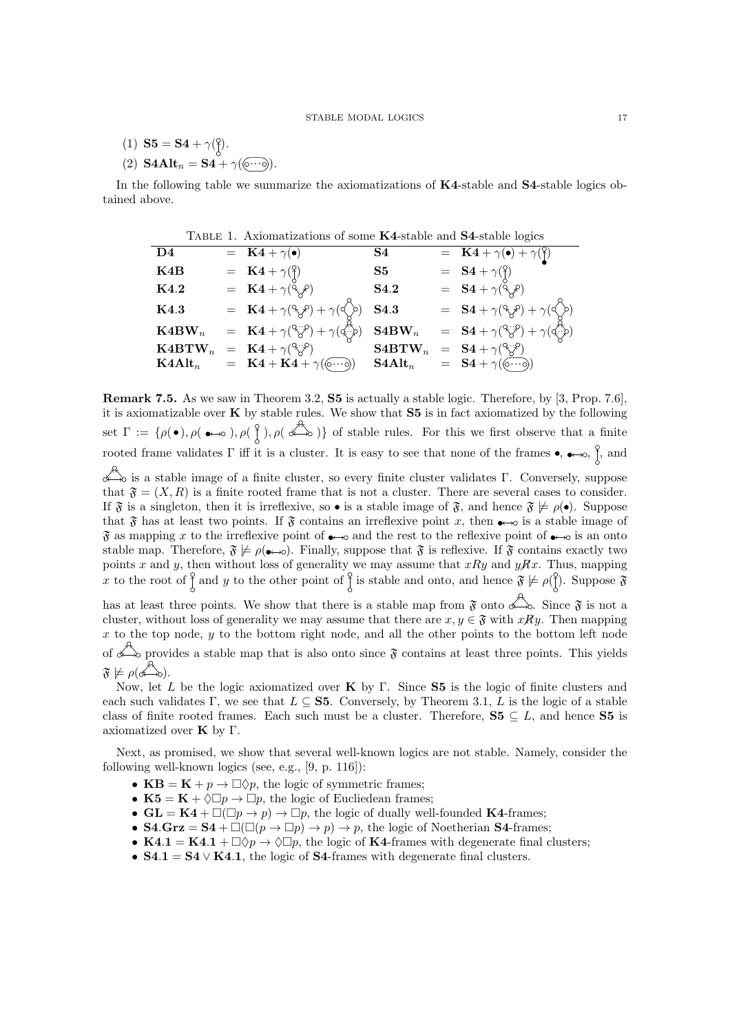(1) $\mathbf{S5} = \mathbf{S4} + \gamma(\text{2-chain})$.
(2) $\mathbf{S4Alt}_n = \mathbf{S4} + \gamma(\text{cluster } \circ\cdots\circ)$.

In the following table we summarize the axiomatizations of **K4**-stable and **S4**-stable logics obtained above.

Table 1. Axiomatizations of some **K4**-stable and **S4**-stable logics

| | | | | | |
|---|---|---|---|---|---|
| **D4** | = | $\mathbf{K4} + \gamma(\bullet)$ | **S4** | = | $\mathbf{K4} + \gamma(\bullet) + \gamma(\text{reflexive over irreflexive})$ |
| **K4B** | = | $\mathbf{K4} + \gamma(\text{2-chain})$ | **S5** | = | $\mathbf{S4} + \gamma(\text{2-chain})$ |
| **K4.2** | = | $\mathbf{K4} + \gamma(\text{2-fork})$ | **S4.2** | = | $\mathbf{S4} + \gamma(\text{2-fork})$ |
| **K4.3** | = | $\mathbf{K4} + \gamma(\text{2-fork}) + \gamma(\text{diamond})$ | **S4.3** | = | $\mathbf{S4} + \gamma(\text{2-fork}) + \gamma(\text{diamond})$ |
| $\mathbf{K4BW}_n$ | = | $\mathbf{K4} + \gamma(\text{n-fork}) + \gamma(\text{n-diamond})$ | $\mathbf{S4BW}_n$ | = | $\mathbf{S4} + \gamma(\text{n-fork}) + \gamma(\text{n-diamond})$ |
| $\mathbf{K4BTW}_n$ | = | $\mathbf{K4} + \gamma(\text{n-fork})$ | $\mathbf{S4BTW}_n$ | = | $\mathbf{S4} + \gamma(\text{n-fork})$ |
| $\mathbf{K4Alt}_n$ | = | $\mathbf{K4} + \mathbf{K4} + \gamma(\circ\cdots\circ)$ | $\mathbf{S4Alt}_n$ | = | $\mathbf{S4} + \gamma(\circ\cdots\circ)$ |

**Remark 7.5.** As we saw in Theorem 3.2, **S5** is actually a stable logic. Therefore, by [3, Prop. 7.6], it is axiomatizable over **K** by stable rules. We show that **S5** is in fact axiomatized by the following set $\Gamma := \{\rho(\bullet), \rho(\bullet\!\leftrightarrow\!\circ), \rho(\text{2-chain}), \rho(\text{triangle})\}$ of stable rules. For this we first observe that a finite rooted frame validates $\Gamma$ iff it is a cluster. It is easy to see that none of the frames $\bullet$, $\bullet\!\leftrightarrow\!\circ$, 2-chain, and triangle is a stable image of a finite cluster, so every finite cluster validates $\Gamma$. Conversely, suppose that $\mathfrak{F} = (X, R)$ is a finite rooted frame that is not a cluster. There are several cases to consider. If $\mathfrak{F}$ is a singleton, then it is irreflexive, so $\bullet$ is a stable image of $\mathfrak{F}$, and hence $\mathfrak{F} \not\models \rho(\bullet)$. Suppose that $\mathfrak{F}$ has at least two points. If $\mathfrak{F}$ contains an irreflexive point $x$, then $\bullet\!\leftrightarrow\!\circ$ is a stable image of $\mathfrak{F}$ as mapping $x$ to the irreflexive point of $\bullet\!\leftrightarrow\!\circ$ and the rest to the reflexive point of $\bullet\!\leftrightarrow\!\circ$ is an onto stable map. Therefore, $\mathfrak{F} \not\models \rho(\bullet\!\leftrightarrow\!\circ)$. Finally, suppose that $\mathfrak{F}$ is reflexive. If $\mathfrak{F}$ contains exactly two points $x$ and $y$, then without loss of generality we may assume that $xRy$ and $y\not R x$. Thus, mapping $x$ to the root of the 2-chain and $y$ to the other point of the 2-chain is stable and onto, and hence $\mathfrak{F} \not\models \rho(\text{2-chain})$. Suppose $\mathfrak{F}$ has at least three points. We show that there is a stable map from $\mathfrak{F}$ onto the triangle. Since $\mathfrak{F}$ is not a cluster, without loss of generality we may assume that there are $x, y \in \mathfrak{F}$ with $x\not R y$. Then mapping $x$ to the top node, $y$ to the bottom right node, and all the other points to the bottom left node of the triangle provides a stable map that is also onto since $\mathfrak{F}$ contains at least three points. This yields $\mathfrak{F} \not\models \rho(\text{triangle})$.

Now, let $L$ be the logic axiomatized over **K** by $\Gamma$. Since **S5** is the logic of finite clusters and each such validates $\Gamma$, we see that $L \subseteq \mathbf{S5}$. Conversely, by Theorem 3.1, $L$ is the logic of a stable class of finite rooted frames. Each such must be a cluster. Therefore, $\mathbf{S5} \subseteq L$, and hence **S5** is axiomatized over **K** by $\Gamma$.

Next, as promised, we show that several well-known logics are not stable. Namely, consider the following well-known logics (see, e.g., [9, p. 116]):

- $\mathbf{KB} = \mathbf{K} + p \to \Box\Diamond p$, the logic of symmetric frames;
- $\mathbf{K5} = \mathbf{K} + \Diamond\Box p \to \Box p$, the logic of Eucliedean frames;
- $\mathbf{GL} = \mathbf{K4} + \Box(\Box p \to p) \to \Box p$, the logic of dually well-founded **K4**-frames;
- $\mathbf{S4.Grz} = \mathbf{S4} + \Box(\Box(p \to \Box p) \to p) \to p$, the logic of Noetherian **S4**-frames;
- $\mathbf{K4.1} = \mathbf{K4.1} + \Box\Diamond p \to \Diamond\Box p$, the logic of **K4**-frames with degenerate final clusters;
- $\mathbf{S4.1} = \mathbf{S4} \vee \mathbf{K4.1}$, the logic of **S4**-frames with degenerate final clusters.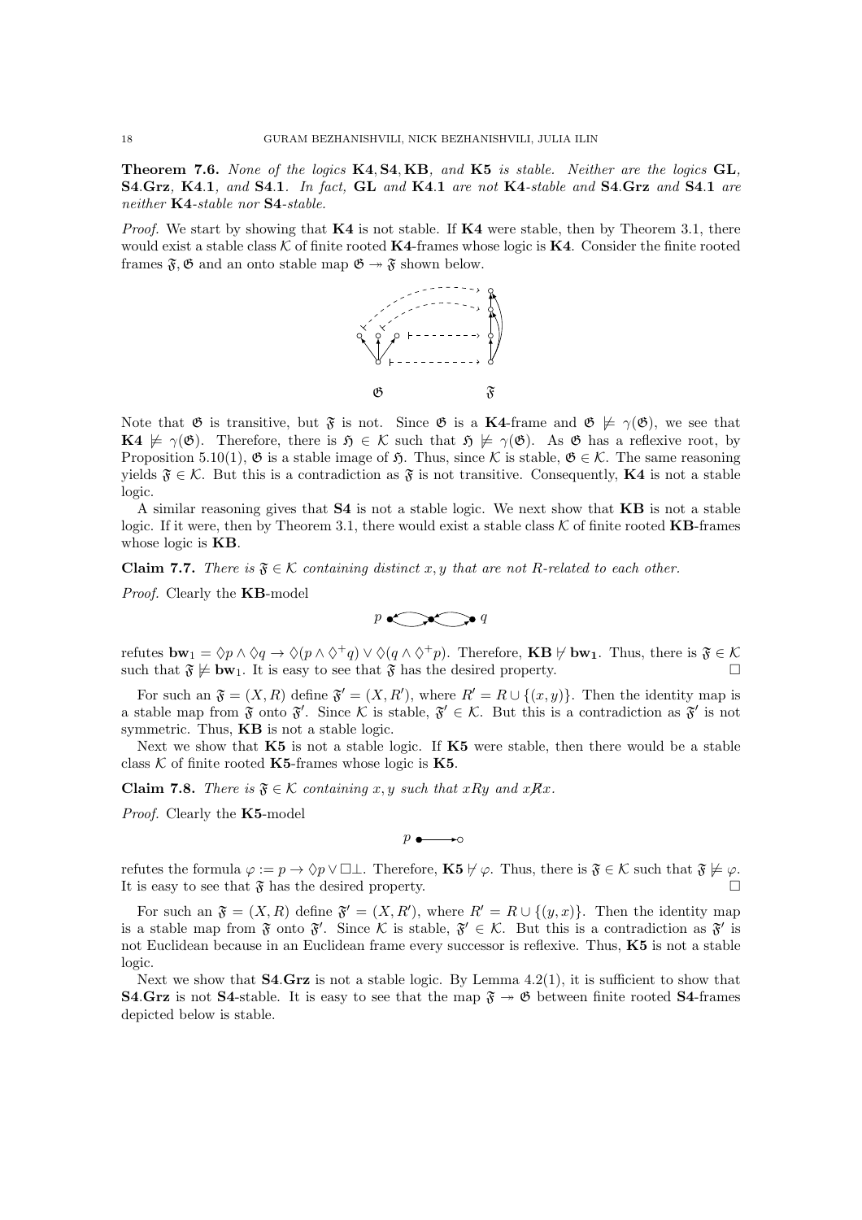**Theorem 7.6.** *None of the logics* **K4**, **S4**, **KB**, *and* **K5** *is stable. Neither are the logics* **GL**, **S4.Grz**, **K4.1**, *and* **S4.1**. *In fact,* **GL** *and* **K4.1** *are not* **K4**-*stable and* **S4.Grz** *and* **S4.1** *are neither* **K4**-*stable nor* **S4**-*stable.*

*Proof.* We start by showing that **K4** is not stable. If **K4** were stable, then by Theorem 3.1, there would exist a stable class $\mathcal{K}$ of finite rooted **K4**-frames whose logic is **K4**. Consider the finite rooted frames $\mathfrak{F}, \mathfrak{G}$ and an onto stable map $\mathfrak{G} \twoheadrightarrow \mathfrak{F}$ shown below.

$\mathfrak{G}$ $\qquad\qquad$ $\mathfrak{F}$

Note that $\mathfrak{G}$ is transitive, but $\mathfrak{F}$ is not. Since $\mathfrak{G}$ is a **K4**-frame and $\mathfrak{G} \not\models \gamma(\mathfrak{G})$, we see that $\mathbf{K4} \not\models \gamma(\mathfrak{G})$. Therefore, there is $\mathfrak{H} \in \mathcal{K}$ such that $\mathfrak{H} \not\models \gamma(\mathfrak{G})$. As $\mathfrak{G}$ has a reflexive root, by Proposition 5.10(1), $\mathfrak{G}$ is a stable image of $\mathfrak{H}$. Thus, since $\mathcal{K}$ is stable, $\mathfrak{G} \in \mathcal{K}$. The same reasoning yields $\mathfrak{F} \in \mathcal{K}$. But this is a contradiction as $\mathfrak{F}$ is not transitive. Consequently, **K4** is not a stable logic.

A similar reasoning gives that **S4** is not a stable logic. We next show that **KB** is not a stable logic. If it were, then by Theorem 3.1, there would exist a stable class $\mathcal{K}$ of finite rooted **KB**-frames whose logic is **KB**.

**Claim 7.7.** *There is $\mathfrak{F} \in \mathcal{K}$ containing distinct $x, y$ that are not $R$-related to each other.*

*Proof.* Clearly the **KB**-model

$p \qquad\qquad q$

refutes $\mathbf{bw}_1 = \Diamond p \wedge \Diamond q \to \Diamond(p \wedge \Diamond^+ q) \vee \Diamond(q \wedge \Diamond^+ p)$. Therefore, $\mathbf{KB} \not\vdash \mathbf{bw_1}$. Thus, there is $\mathfrak{F} \in \mathcal{K}$ such that $\mathfrak{F} \not\models \mathbf{bw}_1$. It is easy to see that $\mathfrak{F}$ has the desired property. $\square$

For such an $\mathfrak{F} = (X, R)$ define $\mathfrak{F}' = (X, R')$, where $R' = R \cup \{(x, y)\}$. Then the identity map is a stable map from $\mathfrak{F}$ onto $\mathfrak{F}'$. Since $\mathcal{K}$ is stable, $\mathfrak{F}' \in \mathcal{K}$. But this is a contradiction as $\mathfrak{F}'$ is not symmetric. Thus, **KB** is not a stable logic.

Next we show that **K5** is not a stable logic. If **K5** were stable, then there would be a stable class $\mathcal{K}$ of finite rooted **K5**-frames whose logic is **K5**.

**Claim 7.8.** *There is $\mathfrak{F} \in \mathcal{K}$ containing $x, y$ such that $xRy$ and $x\not{R}x$.*

*Proof.* Clearly the **K5**-model

$p$

refutes the formula $\varphi := p \to \Diamond p \vee \Box\bot$. Therefore, $\mathbf{K5} \not\vdash \varphi$. Thus, there is $\mathfrak{F} \in \mathcal{K}$ such that $\mathfrak{F} \not\models \varphi$. It is easy to see that $\mathfrak{F}$ has the desired property. $\square$

For such an $\mathfrak{F} = (X, R)$ define $\mathfrak{F}' = (X, R')$, where $R' = R \cup \{(y, x)\}$. Then the identity map is a stable map from $\mathfrak{F}$ onto $\mathfrak{F}'$. Since $\mathcal{K}$ is stable, $\mathfrak{F}' \in \mathcal{K}$. But this is a contradiction as $\mathfrak{F}'$ is not Euclidean because in an Euclidean frame every successor is reflexive. Thus, **K5** is not a stable logic.

Next we show that **S4.Grz** is not a stable logic. By Lemma 4.2(1), it is sufficient to show that **S4.Grz** is not **S4**-stable. It is easy to see that the map $\mathfrak{F} \twoheadrightarrow \mathfrak{G}$ between finite rooted **S4**-frames depicted below is stable.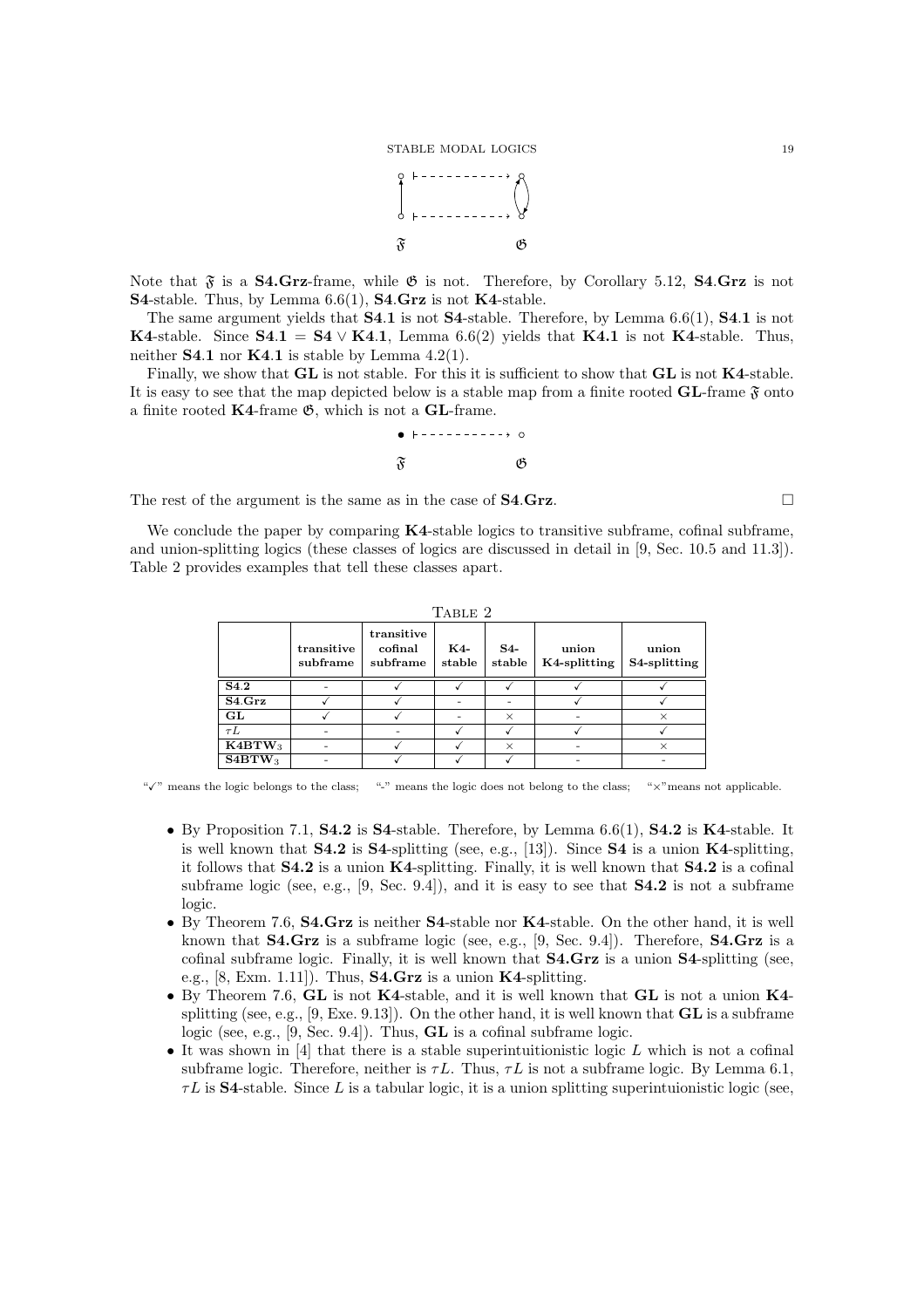$\mathfrak{F}$ $\mathfrak{G}$

Note that $\mathfrak{F}$ is a **S4.Grz**-frame, while $\mathfrak{G}$ is not. Therefore, by Corollary 5.12, **S4**.**Grz** is not **S4**-stable. Thus, by Lemma 6.6(1), **S4**.**Grz** is not **K4**-stable.

The same argument yields that **S4**.**1** is not **S4**-stable. Therefore, by Lemma 6.6(1), **S4**.**1** is not **K4**-stable. Since **S4**.**1** = **S4** $\vee$ **K4**.**1**, Lemma 6.6(2) yields that **K4**.**1** is not **K4**-stable. Thus, neither **S4**.**1** nor **K4**.**1** is stable by Lemma 4.2(1).

Finally, we show that **GL** is not stable. For this it is sufficient to show that **GL** is not **K4**-stable. It is easy to see that the map depicted below is a stable map from a finite rooted **GL**-frame $\mathfrak{F}$ onto a finite rooted **K4**-frame $\mathfrak{G}$, which is not a **GL**-frame.

$\mathfrak{F}$ $\mathfrak{G}$

The rest of the argument is the same as in the case of **S4**.**Grz**. □

We conclude the paper by comparing **K4**-stable logics to transitive subframe, cofinal subframe, and union-splitting logics (these classes of logics are discussed in detail in [9, Sec. 10.5 and 11.3]). Table 2 provides examples that tell these classes apart.

Table 2

| | transitive subframe | transitive cofinal subframe | K4-stable | S4-stable | union K4-splitting | union S4-splitting |
|---|---|---|---|---|---|---|
| **S4.2** | - | ✓ | ✓ | ✓ | ✓ | ✓ |
| **S4.Grz** | ✓ | ✓ | - | - | ✓ | ✓ |
| **GL** | ✓ | ✓ | - | × | - | × |
| $\tau L$ | - | - | ✓ | ✓ | ✓ | ✓ |
| **K4BTW**$_3$ | - | ✓ | ✓ | × | - | × |
| **S4BTW**$_3$ | - | ✓ | ✓ | ✓ | - | - |

"✓" means the logic belongs to the class; "-" means the logic does not belong to the class; "×" means not applicable.

- By Proposition 7.1, **S4.2** is **S4**-stable. Therefore, by Lemma 6.6(1), **S4.2** is **K4**-stable. It is well known that **S4.2** is **S4**-splitting (see, e.g., [13]). Since **S4** is a union **K4**-splitting, it follows that **S4.2** is a union **K4**-splitting. Finally, it is well known that **S4.2** is a cofinal subframe logic (see, e.g., [9, Sec. 9.4]), and it is easy to see that **S4.2** is not a subframe logic.
- By Theorem 7.6, **S4.Grz** is neither **S4**-stable nor **K4**-stable. On the other hand, it is well known that **S4.Grz** is a subframe logic (see, e.g., [9, Sec. 9.4]). Therefore, **S4.Grz** is a cofinal subframe logic. Finally, it is well known that **S4.Grz** is a union **S4**-splitting (see, e.g., [8, Exm. 1.11]). Thus, **S4.Grz** is a union **K4**-splitting.
- By Theorem 7.6, **GL** is not **K4**-stable, and it is well known that **GL** is not a union **K4**-splitting (see, e.g., [9, Exe. 9.13]). On the other hand, it is well known that **GL** is a subframe logic (see, e.g., [9, Sec. 9.4]). Thus, **GL** is a cofinal subframe logic.
- It was shown in [4] that there is a stable superintuitionistic logic $L$ which is not a cofinal subframe logic. Therefore, neither is $\tau L$. Thus, $\tau L$ is not a subframe logic. By Lemma 6.1, $\tau L$ is **S4**-stable. Since $L$ is a tabular logic, it is a union splitting superintuionistic logic (see,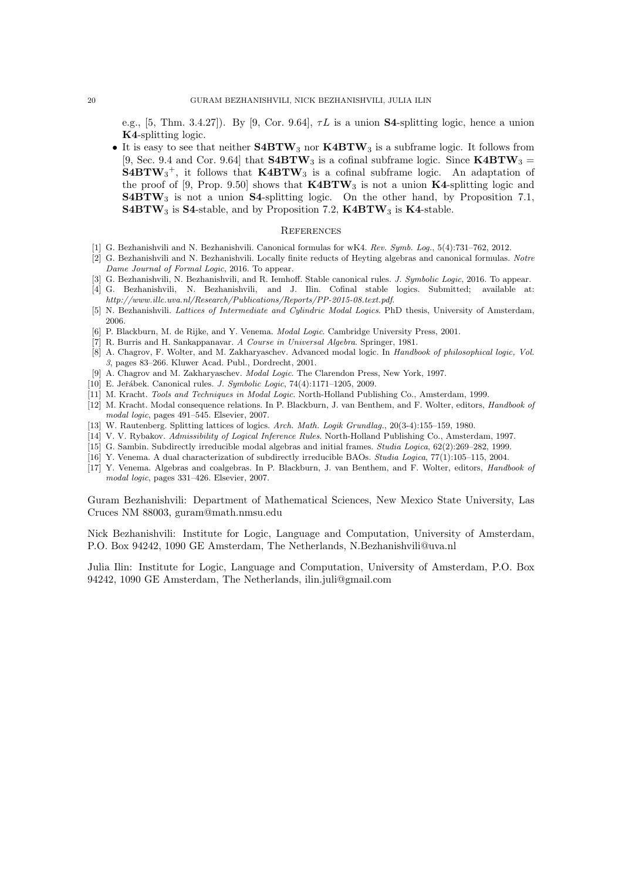e.g., [5, Thm. 3.4.27]). By [9, Cor. 9.64], $\tau L$ is a union **S4**-splitting logic, hence a union **K4**-splitting logic.

- It is easy to see that neither $\mathbf{S4BTW}_3$ nor $\mathbf{K4BTW}_3$ is a subframe logic. It follows from [9, Sec. 9.4 and Cor. 9.64] that $\mathbf{S4BTW}_3$ is a cofinal subframe logic. Since $\mathbf{K4BTW}_3 = \mathbf{S4BTW}_3{}^+$, it follows that $\mathbf{K4BTW}_3$ is a cofinal subframe logic. An adaptation of the proof of [9, Prop. 9.50] shows that $\mathbf{K4BTW}_3$ is not a union **K4**-splitting logic and $\mathbf{S4BTW}_3$ is not a union **S4**-splitting logic. On the other hand, by Proposition 7.1, $\mathbf{S4BTW}_3$ is **S4**-stable, and by Proposition 7.2, $\mathbf{K4BTW}_3$ is **K4**-stable.

## References

[1] G. Bezhanishvili and N. Bezhanishvili. Canonical formulas for wK4. *Rev. Symb. Log.*, 5(4):731–762, 2012.

[2] G. Bezhanishvili and N. Bezhanishvili. Locally finite reducts of Heyting algebras and canonical formulas. *Notre Dame Journal of Formal Logic*, 2016. To appear.

[3] G. Bezhanishvili, N. Bezhanishvili, and R. Iemhoff. Stable canonical rules. *J. Symbolic Logic*, 2016. To appear.

[4] G. Bezhanishvili, N. Bezhanishvili, and J. Ilin. Cofinal stable logics. Submitted; available at: *http://www.illc.uva.nl/Research/Publications/Reports/PP-2015-08.text.pdf*.

[5] N. Bezhanishvili. *Lattices of Intermediate and Cylindric Modal Logics*. PhD thesis, University of Amsterdam, 2006.

[6] P. Blackburn, M. de Rijke, and Y. Venema. *Modal Logic*. Cambridge University Press, 2001.

[7] R. Burris and H. Sankappanavar. *A Course in Universal Algebra*. Springer, 1981.

[8] A. Chagrov, F. Wolter, and M. Zakharyaschev. Advanced modal logic. In *Handbook of philosophical logic, Vol. 3*, pages 83–266. Kluwer Acad. Publ., Dordrecht, 2001.

[9] A. Chagrov and M. Zakharyaschev. *Modal Logic*. The Clarendon Press, New York, 1997.

[10] E. Jeřábek. Canonical rules. *J. Symbolic Logic*, 74(4):1171–1205, 2009.

[11] M. Kracht. *Tools and Techniques in Modal Logic*. North-Holland Publishing Co., Amsterdam, 1999.

[12] M. Kracht. Modal consequence relations. In P. Blackburn, J. van Benthem, and F. Wolter, editors, *Handbook of modal logic*, pages 491–545. Elsevier, 2007.

[13] W. Rautenberg. Splitting lattices of logics. *Arch. Math. Logik Grundlag.*, 20(3-4):155–159, 1980.

[14] V. V. Rybakov. *Admissibility of Logical Inference Rules*. North-Holland Publishing Co., Amsterdam, 1997.

[15] G. Sambin. Subdirectly irreducible modal algebras and initial frames. *Studia Logica*, 62(2):269–282, 1999.

[16] Y. Venema. A dual characterization of subdirectly irreducible BAOs. *Studia Logica*, 77(1):105–115, 2004.

[17] Y. Venema. Algebras and coalgebras. In P. Blackburn, J. van Benthem, and F. Wolter, editors, *Handbook of modal logic*, pages 331–426. Elsevier, 2007.

Guram Bezhanishvili: Department of Mathematical Sciences, New Mexico State University, Las Cruces NM 88003, guram@math.nmsu.edu

Nick Bezhanishvili: Institute for Logic, Language and Computation, University of Amsterdam, P.O. Box 94242, 1090 GE Amsterdam, The Netherlands, N.Bezhanishvili@uva.nl

Julia Ilin: Institute for Logic, Language and Computation, University of Amsterdam, P.O. Box 94242, 1090 GE Amsterdam, The Netherlands, ilin.juli@gmail.com